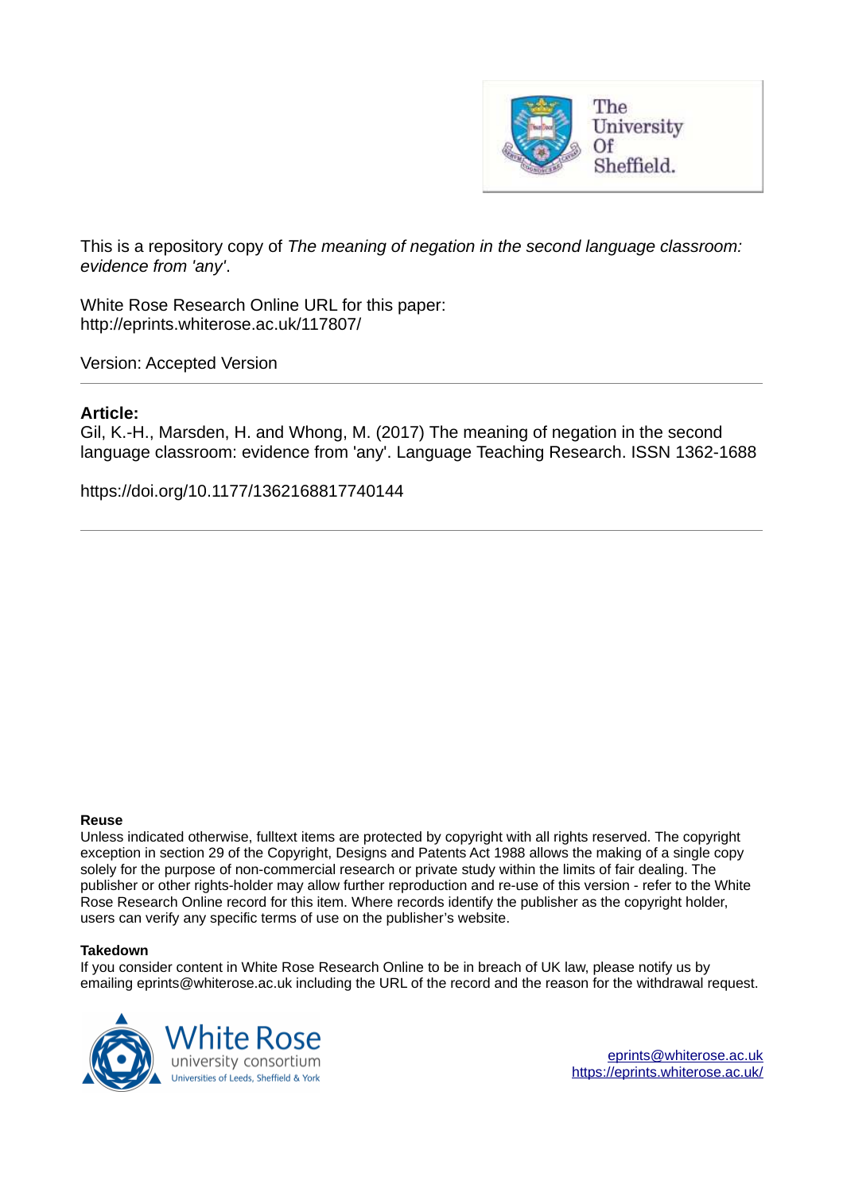This is a repository copy of *The meaning of negation in the second language classroom: evidence from 'any'*.

White Rose Research Online URL for this paper:
http://eprints.whiterose.ac.uk/117807/

Version: Accepted Version

---

**Article:**

Gil, K.-H., Marsden, H. and Whong, M. (2017) The meaning of negation in the second language classroom: evidence from 'any'. Language Teaching Research. ISSN 1362-1688

https://doi.org/10.1177/1362168817740144

---

**Reuse**

Unless indicated otherwise, fulltext items are protected by copyright with all rights reserved. The copyright exception in section 29 of the Copyright, Designs and Patents Act 1988 allows the making of a single copy solely for the purpose of non-commercial research or private study within the limits of fair dealing. The publisher or other rights-holder may allow further reproduction and re-use of this version - refer to the White Rose Research Online record for this item. Where records identify the publisher as the copyright holder, users can verify any specific terms of use on the publisher's website.

**Takedown**

If you consider content in White Rose Research Online to be in breach of UK law, please notify us by emailing eprints@whiterose.ac.uk including the URL of the record and the reason for the withdrawal request.

eprints@whiterose.ac.uk
https://eprints.whiterose.ac.uk/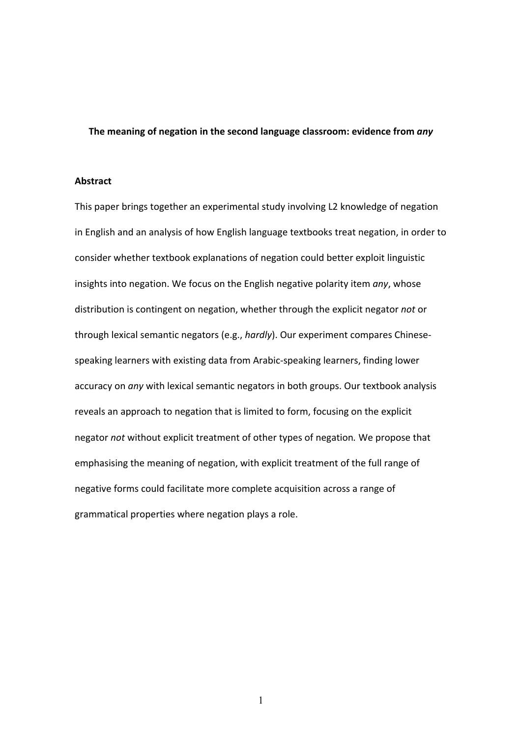**The meaning of negation in the second language classroom: evidence from *any***

**Abstract**

This paper brings together an experimental study involving L2 knowledge of negation in English and an analysis of how English language textbooks treat negation, in order to consider whether textbook explanations of negation could better exploit linguistic insights into negation. We focus on the English negative polarity item *any*, whose distribution is contingent on negation, whether through the explicit negator *not* or through lexical semantic negators (e.g., *hardly*). Our experiment compares Chinese-speaking learners with existing data from Arabic-speaking learners, finding lower accuracy on *any* with lexical semantic negators in both groups. Our textbook analysis reveals an approach to negation that is limited to form, focusing on the explicit negator *not* without explicit treatment of other types of negation. We propose that emphasising the meaning of negation, with explicit treatment of the full range of negative forms could facilitate more complete acquisition across a range of grammatical properties where negation plays a role.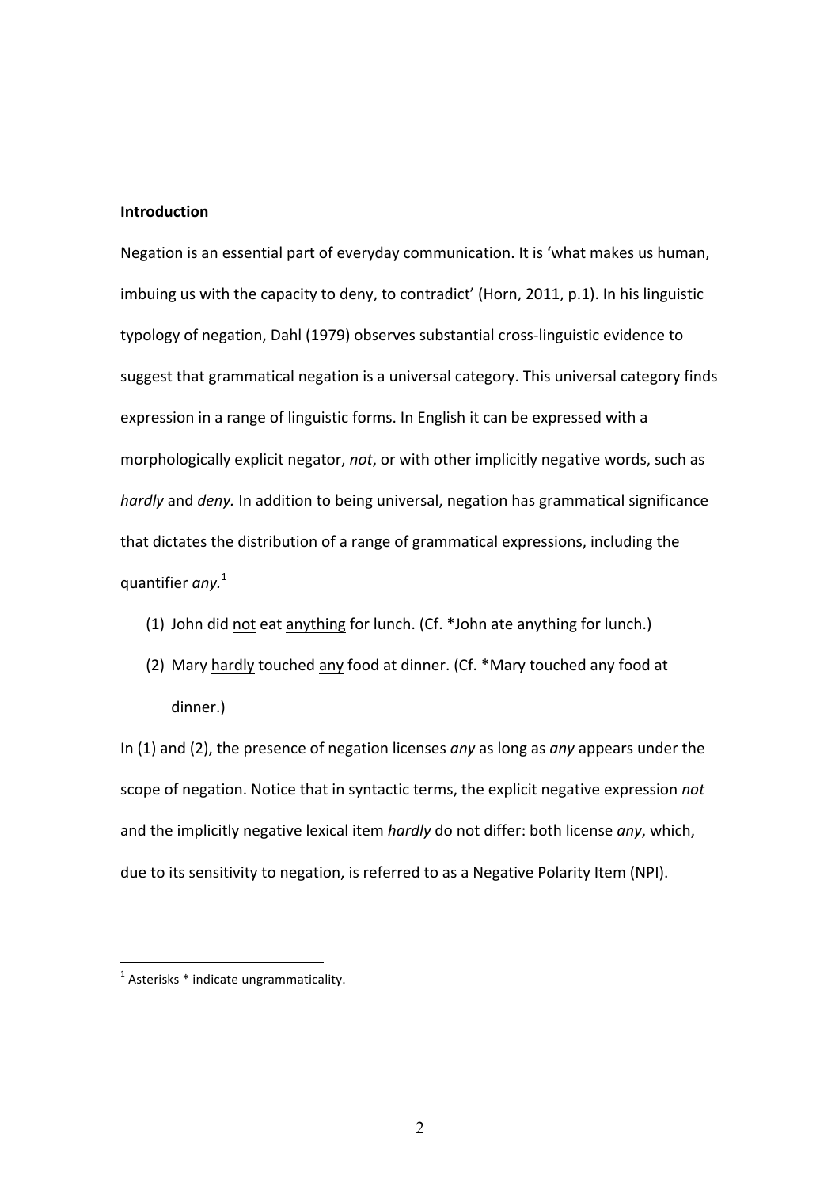**Introduction**

Negation is an essential part of everyday communication. It is 'what makes us human, imbuing us with the capacity to deny, to contradict' (Horn, 2011, p.1). In his linguistic typology of negation, Dahl (1979) observes substantial cross-linguistic evidence to suggest that grammatical negation is a universal category. This universal category finds expression in a range of linguistic forms. In English it can be expressed with a morphologically explicit negator, *not*, or with other implicitly negative words, such as *hardly* and *deny.* In addition to being universal, negation has grammatical significance that dictates the distribution of a range of grammatical expressions, including the quantifier *any.*[1]

(1) John did <u>not</u> eat <u>anything</u> for lunch. (Cf. *John ate anything for lunch.)

(2) Mary <u>hardly</u> touched <u>any</u> food at dinner. (Cf. *Mary touched any food at dinner.)

In (1) and (2), the presence of negation licenses *any* as long as *any* appears under the scope of negation. Notice that in syntactic terms, the explicit negative expression *not* and the implicitly negative lexical item *hardly* do not differ: both license *any*, which, due to its sensitivity to negation, is referred to as a Negative Polarity Item (NPI).

---

[1] Asterisks * indicate ungrammaticality.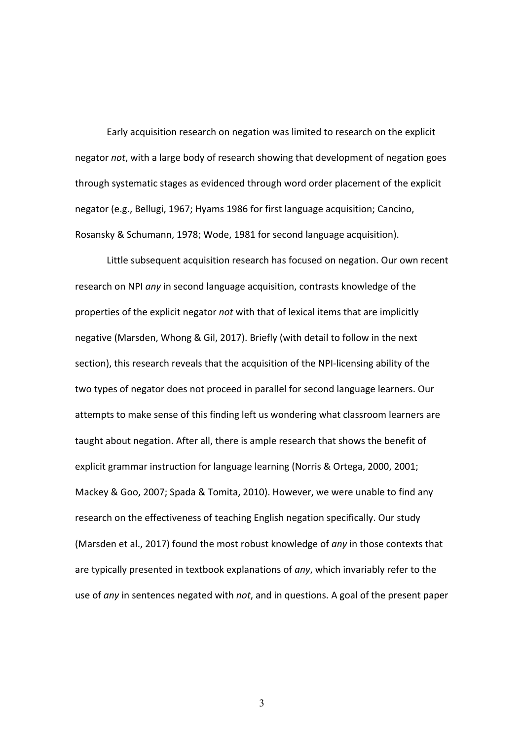Early acquisition research on negation was limited to research on the explicit negator *not*, with a large body of research showing that development of negation goes through systematic stages as evidenced through word order placement of the explicit negator (e.g., Bellugi, 1967; Hyams 1986 for first language acquisition; Cancino, Rosansky & Schumann, 1978; Wode, 1981 for second language acquisition).

Little subsequent acquisition research has focused on negation. Our own recent research on NPI *any* in second language acquisition, contrasts knowledge of the properties of the explicit negator *not* with that of lexical items that are implicitly negative (Marsden, Whong & Gil, 2017). Briefly (with detail to follow in the next section), this research reveals that the acquisition of the NPI-licensing ability of the two types of negator does not proceed in parallel for second language learners. Our attempts to make sense of this finding left us wondering what classroom learners are taught about negation. After all, there is ample research that shows the benefit of explicit grammar instruction for language learning (Norris & Ortega, 2000, 2001; Mackey & Goo, 2007; Spada & Tomita, 2010). However, we were unable to find any research on the effectiveness of teaching English negation specifically. Our study (Marsden et al., 2017) found the most robust knowledge of *any* in those contexts that are typically presented in textbook explanations of *any*, which invariably refer to the use of *any* in sentences negated with *not*, and in questions. A goal of the present paper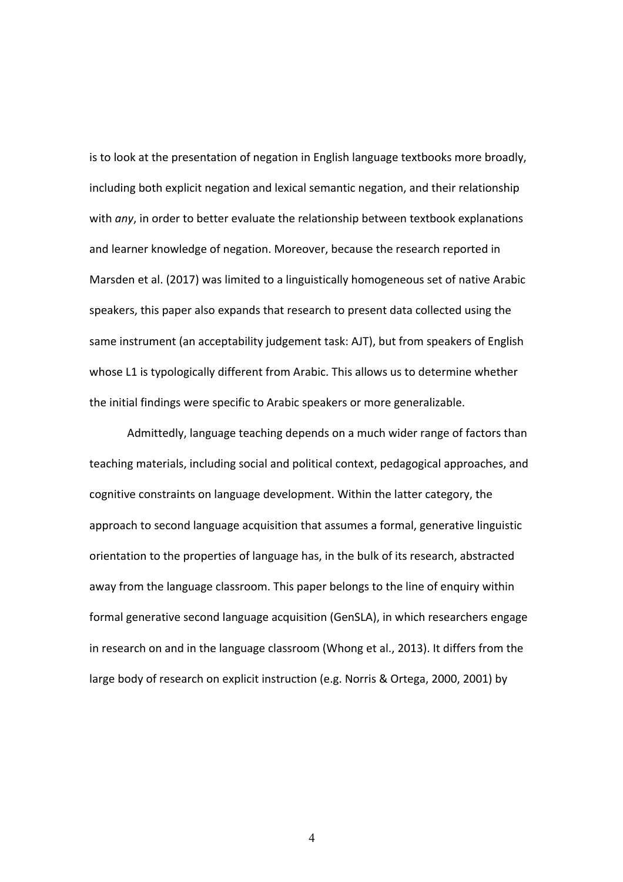is to look at the presentation of negation in English language textbooks more broadly, including both explicit negation and lexical semantic negation, and their relationship with *any*, in order to better evaluate the relationship between textbook explanations and learner knowledge of negation. Moreover, because the research reported in Marsden et al. (2017) was limited to a linguistically homogeneous set of native Arabic speakers, this paper also expands that research to present data collected using the same instrument (an acceptability judgement task: AJT), but from speakers of English whose L1 is typologically different from Arabic. This allows us to determine whether the initial findings were specific to Arabic speakers or more generalizable.

Admittedly, language teaching depends on a much wider range of factors than teaching materials, including social and political context, pedagogical approaches, and cognitive constraints on language development. Within the latter category, the approach to second language acquisition that assumes a formal, generative linguistic orientation to the properties of language has, in the bulk of its research, abstracted away from the language classroom. This paper belongs to the line of enquiry within formal generative second language acquisition (GenSLA), in which researchers engage in research on and in the language classroom (Whong et al., 2013). It differs from the large body of research on explicit instruction (e.g. Norris & Ortega, 2000, 2001) by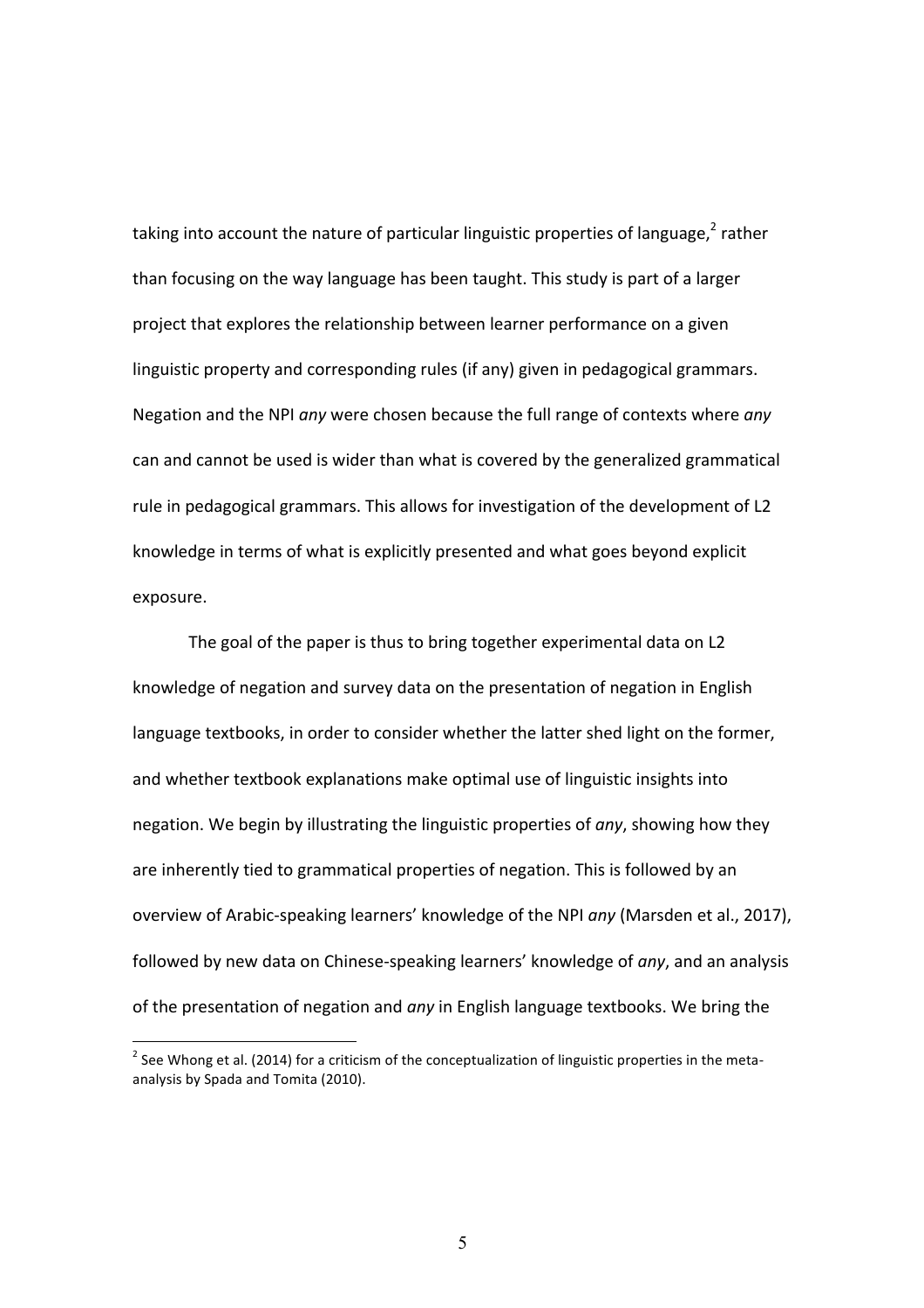taking into account the nature of particular linguistic properties of language,[2] rather than focusing on the way language has been taught. This study is part of a larger project that explores the relationship between learner performance on a given linguistic property and corresponding rules (if any) given in pedagogical grammars. Negation and the NPI *any* were chosen because the full range of contexts where *any* can and cannot be used is wider than what is covered by the generalized grammatical rule in pedagogical grammars. This allows for investigation of the development of L2 knowledge in terms of what is explicitly presented and what goes beyond explicit exposure.

The goal of the paper is thus to bring together experimental data on L2 knowledge of negation and survey data on the presentation of negation in English language textbooks, in order to consider whether the latter shed light on the former, and whether textbook explanations make optimal use of linguistic insights into negation. We begin by illustrating the linguistic properties of *any*, showing how they are inherently tied to grammatical properties of negation. This is followed by an overview of Arabic-speaking learners' knowledge of the NPI *any* (Marsden et al., 2017), followed by new data on Chinese-speaking learners' knowledge of *any*, and an analysis of the presentation of negation and *any* in English language textbooks. We bring the

[2] See Whong et al. (2014) for a criticism of the conceptualization of linguistic properties in the meta-analysis by Spada and Tomita (2010).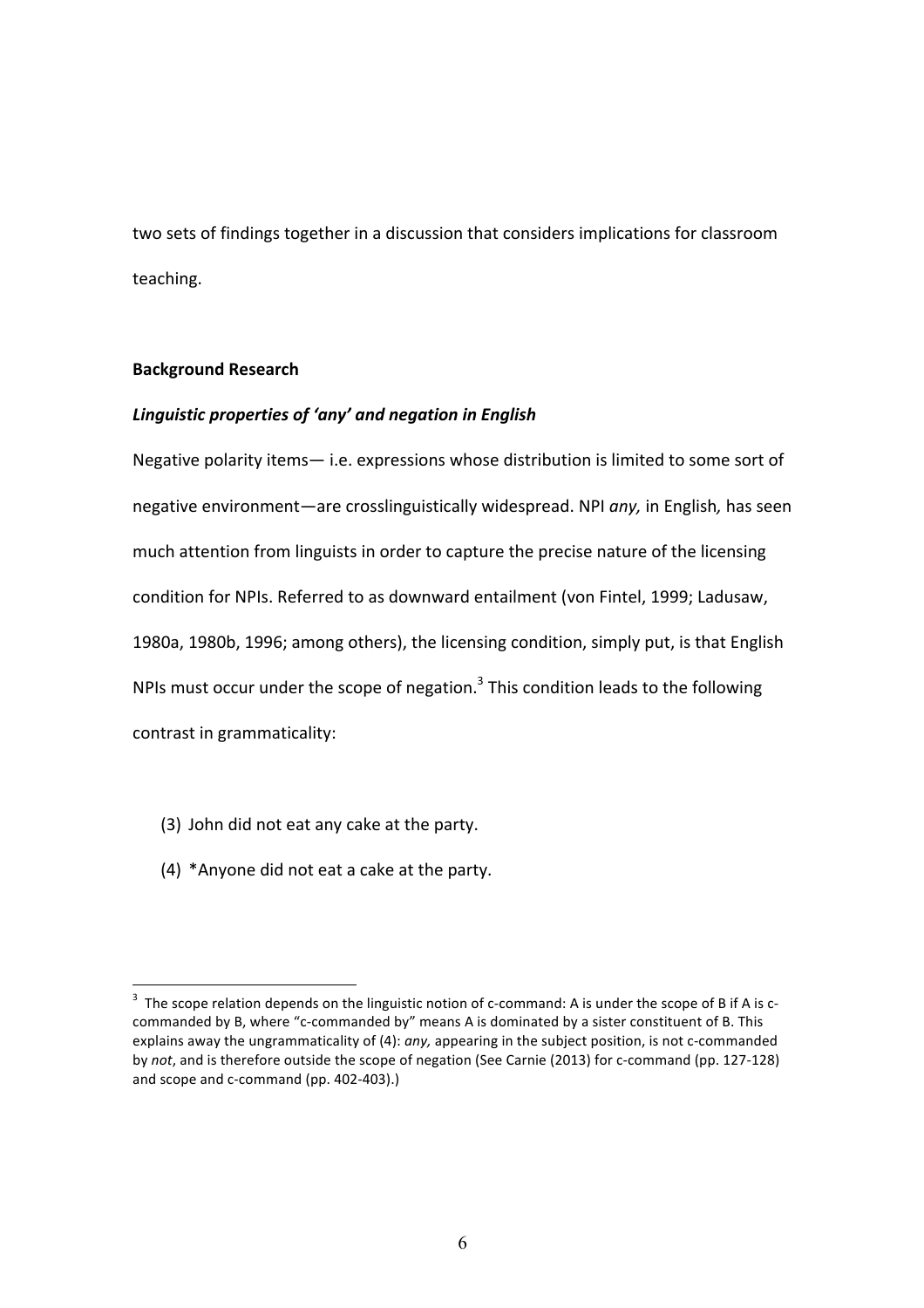two sets of findings together in a discussion that considers implications for classroom teaching.

**Background Research**

***Linguistic properties of 'any' and negation in English***

Negative polarity items— i.e. expressions whose distribution is limited to some sort of negative environment—are crosslinguistically widespread. NPI *any,* in English*,* has seen much attention from linguists in order to capture the precise nature of the licensing condition for NPIs. Referred to as downward entailment (von Fintel, 1999; Ladusaw, 1980a, 1980b, 1996; among others), the licensing condition, simply put, is that English NPIs must occur under the scope of negation.[3] This condition leads to the following contrast in grammaticality:

(3) John did not eat any cake at the party.

(4) *Anyone did not eat a cake at the party.

---

[3] The scope relation depends on the linguistic notion of c-command: A is under the scope of B if A is c-commanded by B, where "c-commanded by" means A is dominated by a sister constituent of B. This explains away the ungrammaticality of (4): *any,* appearing in the subject position, is not c-commanded by *not*, and is therefore outside the scope of negation (See Carnie (2013) for c-command (pp. 127-128) and scope and c-command (pp. 402-403).)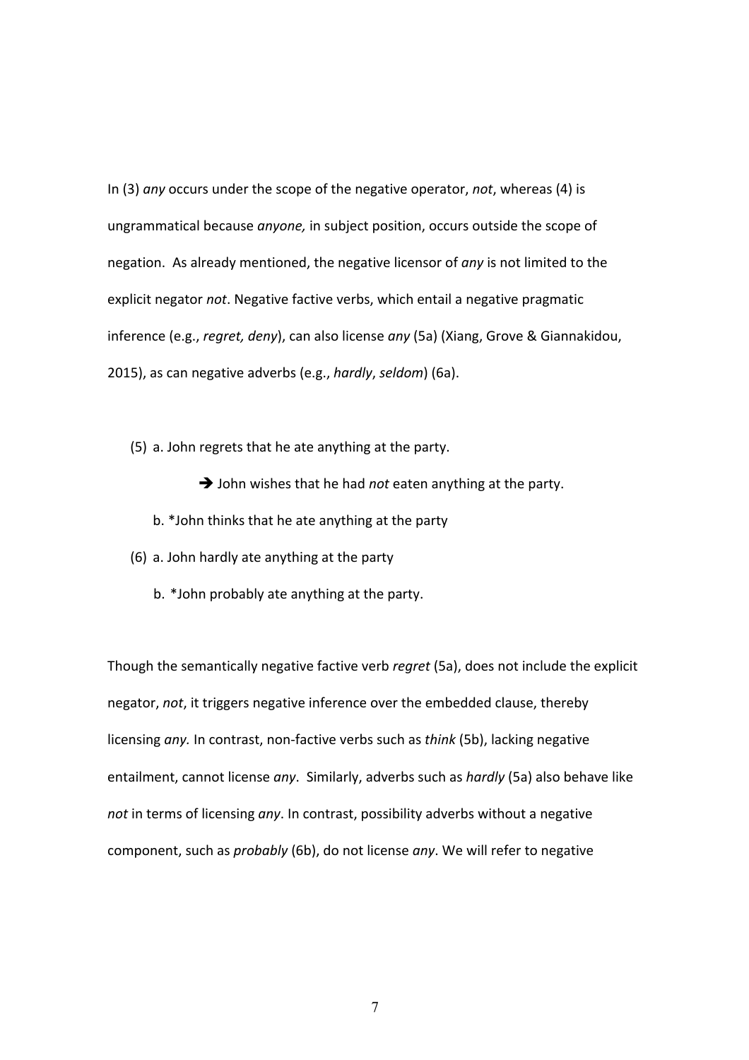In (3) *any* occurs under the scope of the negative operator, *not*, whereas (4) is ungrammatical because *anyone,* in subject position, occurs outside the scope of negation. As already mentioned, the negative licensor of *any* is not limited to the explicit negator *not*. Negative factive verbs, which entail a negative pragmatic inference (e.g., *regret, deny*), can also license *any* (5a) (Xiang, Grove & Giannakidou, 2015), as can negative adverbs (e.g., *hardly*, *seldom*) (6a).

(5) a. John regrets that he ate anything at the party.

  ➔ John wishes that he had *not* eaten anything at the party.

  b. *John thinks that he ate anything at the party

(6) a. John hardly ate anything at the party

  b. *John probably ate anything at the party.

Though the semantically negative factive verb *regret* (5a), does not include the explicit negator, *not*, it triggers negative inference over the embedded clause, thereby licensing *any.* In contrast, non-factive verbs such as *think* (5b), lacking negative entailment, cannot license *any*. Similarly, adverbs such as *hardly* (5a) also behave like *not* in terms of licensing *any*. In contrast, possibility adverbs without a negative component, such as *probably* (6b), do not license *any*. We will refer to negative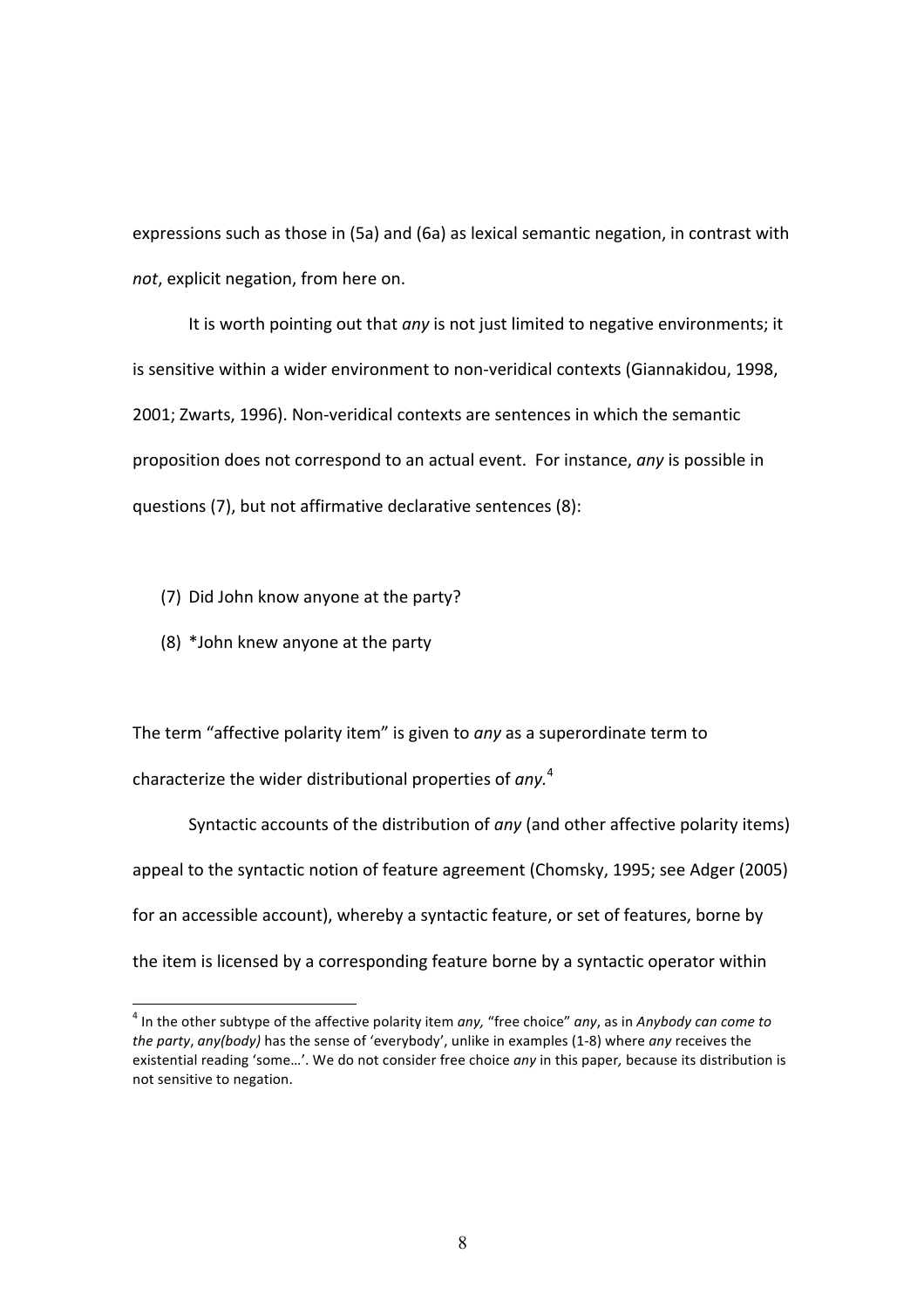expressions such as those in (5a) and (6a) as lexical semantic negation, in contrast with *not*, explicit negation, from here on.

It is worth pointing out that *any* is not just limited to negative environments; it is sensitive within a wider environment to non-veridical contexts (Giannakidou, 1998, 2001; Zwarts, 1996). Non-veridical contexts are sentences in which the semantic proposition does not correspond to an actual event. For instance, *any* is possible in questions (7), but not affirmative declarative sentences (8):

(7) Did John know anyone at the party?

(8) *John knew anyone at the party

The term "affective polarity item" is given to *any* as a superordinate term to characterize the wider distributional properties of *any.*[4]

Syntactic accounts of the distribution of *any* (and other affective polarity items) appeal to the syntactic notion of feature agreement (Chomsky, 1995; see Adger (2005) for an accessible account), whereby a syntactic feature, or set of features, borne by the item is licensed by a corresponding feature borne by a syntactic operator within

[4] In the other subtype of the affective polarity item *any,* "free choice" *any*, as in *Anybody can come to the party*, *any(body)* has the sense of 'everybody', unlike in examples (1-8) where *any* receives the existential reading 'some…'. We do not consider free choice *any* in this paper*,* because its distribution is not sensitive to negation.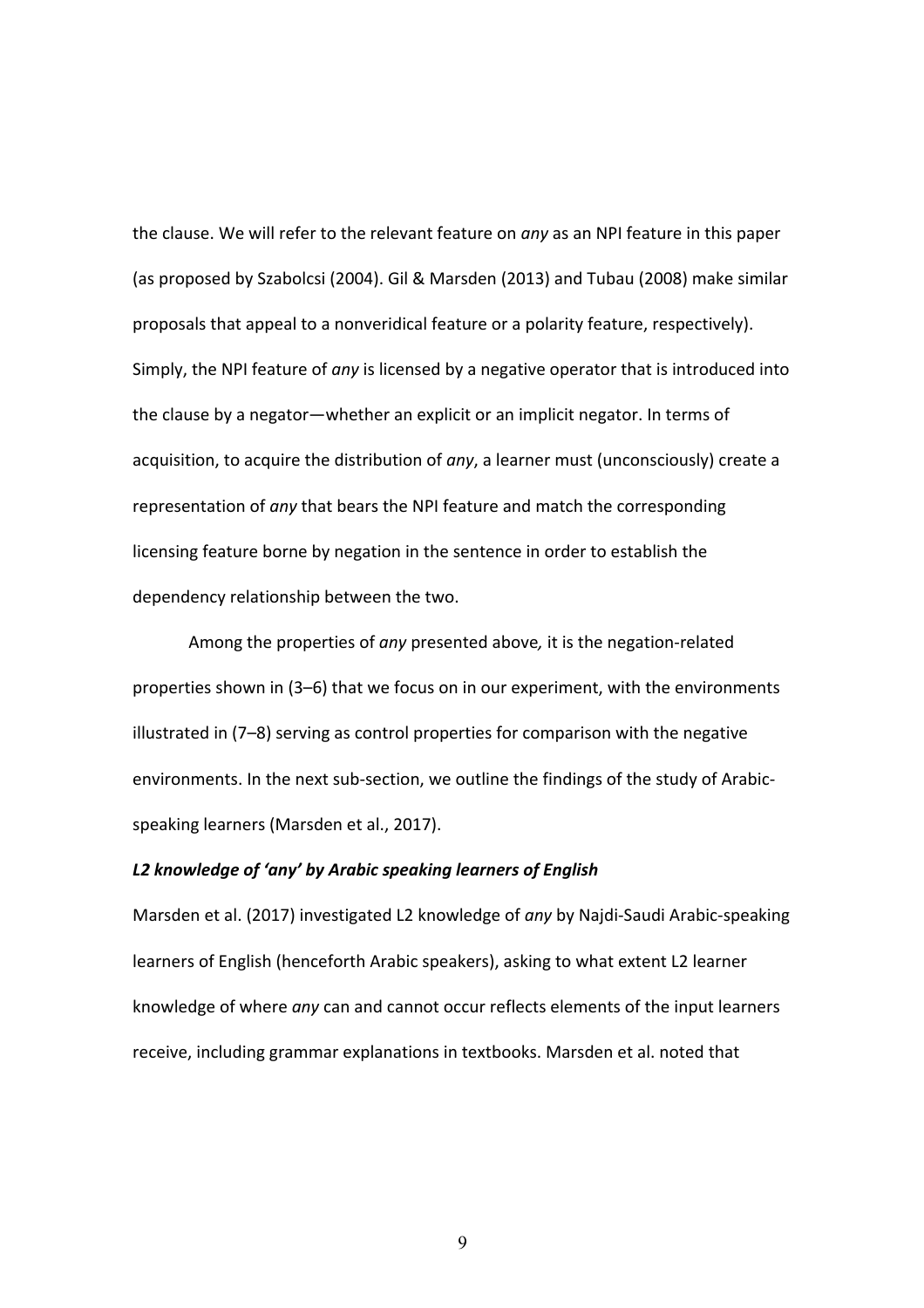the clause. We will refer to the relevant feature on *any* as an NPI feature in this paper (as proposed by Szabolcsi (2004). Gil & Marsden (2013) and Tubau (2008) make similar proposals that appeal to a nonveridical feature or a polarity feature, respectively). Simply, the NPI feature of *any* is licensed by a negative operator that is introduced into the clause by a negator—whether an explicit or an implicit negator. In terms of acquisition, to acquire the distribution of *any*, a learner must (unconsciously) create a representation of *any* that bears the NPI feature and match the corresponding licensing feature borne by negation in the sentence in order to establish the dependency relationship between the two.

Among the properties of *any* presented above*,* it is the negation-related properties shown in (3–6) that we focus on in our experiment, with the environments illustrated in (7–8) serving as control properties for comparison with the negative environments. In the next sub-section, we outline the findings of the study of Arabic-speaking learners (Marsden et al., 2017).

***L2 knowledge of 'any' by Arabic speaking learners of English***

Marsden et al. (2017) investigated L2 knowledge of *any* by Najdi-Saudi Arabic-speaking learners of English (henceforth Arabic speakers), asking to what extent L2 learner knowledge of where *any* can and cannot occur reflects elements of the input learners receive, including grammar explanations in textbooks. Marsden et al. noted that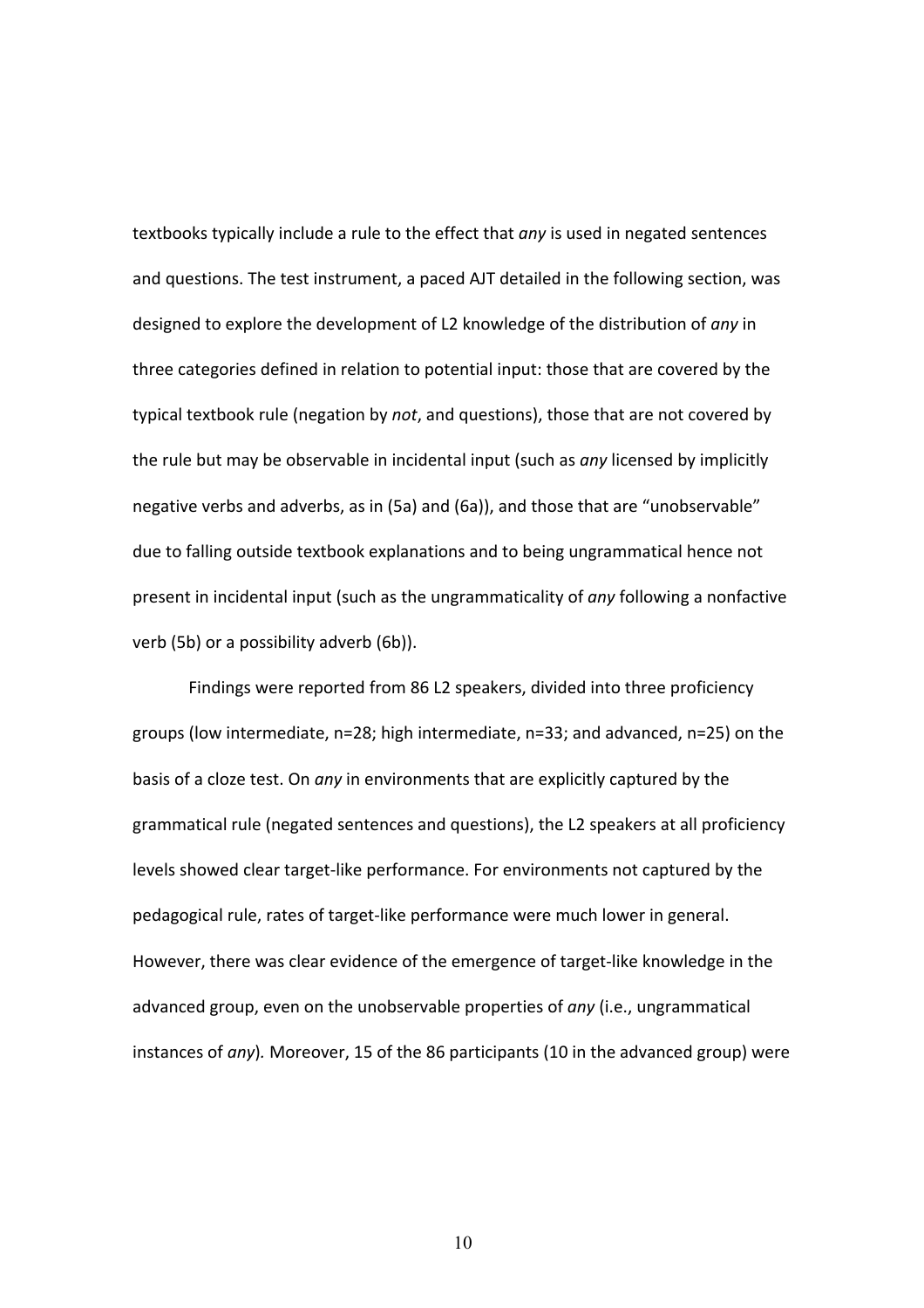textbooks typically include a rule to the effect that *any* is used in negated sentences and questions. The test instrument, a paced AJT detailed in the following section, was designed to explore the development of L2 knowledge of the distribution of *any* in three categories defined in relation to potential input: those that are covered by the typical textbook rule (negation by *not*, and questions), those that are not covered by the rule but may be observable in incidental input (such as *any* licensed by implicitly negative verbs and adverbs, as in (5a) and (6a)), and those that are "unobservable" due to falling outside textbook explanations and to being ungrammatical hence not present in incidental input (such as the ungrammaticality of *any* following a nonfactive verb (5b) or a possibility adverb (6b)).

Findings were reported from 86 L2 speakers, divided into three proficiency groups (low intermediate, n=28; high intermediate, n=33; and advanced, n=25) on the basis of a cloze test. On *any* in environments that are explicitly captured by the grammatical rule (negated sentences and questions), the L2 speakers at all proficiency levels showed clear target-like performance. For environments not captured by the pedagogical rule, rates of target-like performance were much lower in general. However, there was clear evidence of the emergence of target-like knowledge in the advanced group, even on the unobservable properties of *any* (i.e., ungrammatical instances of *any*). Moreover, 15 of the 86 participants (10 in the advanced group) were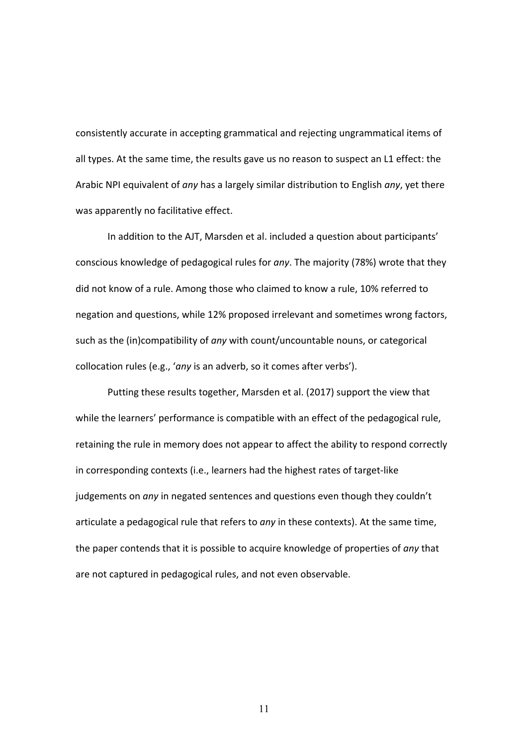consistently accurate in accepting grammatical and rejecting ungrammatical items of all types. At the same time, the results gave us no reason to suspect an L1 effect: the Arabic NPI equivalent of *any* has a largely similar distribution to English *any*, yet there was apparently no facilitative effect.

In addition to the AJT, Marsden et al. included a question about participants' conscious knowledge of pedagogical rules for *any*. The majority (78%) wrote that they did not know of a rule. Among those who claimed to know a rule, 10% referred to negation and questions, while 12% proposed irrelevant and sometimes wrong factors, such as the (in)compatibility of *any* with count/uncountable nouns, or categorical collocation rules (e.g., '*any* is an adverb, so it comes after verbs').

Putting these results together, Marsden et al. (2017) support the view that while the learners' performance is compatible with an effect of the pedagogical rule, retaining the rule in memory does not appear to affect the ability to respond correctly in corresponding contexts (i.e., learners had the highest rates of target-like judgements on *any* in negated sentences and questions even though they couldn't articulate a pedagogical rule that refers to *any* in these contexts). At the same time, the paper contends that it is possible to acquire knowledge of properties of *any* that are not captured in pedagogical rules, and not even observable.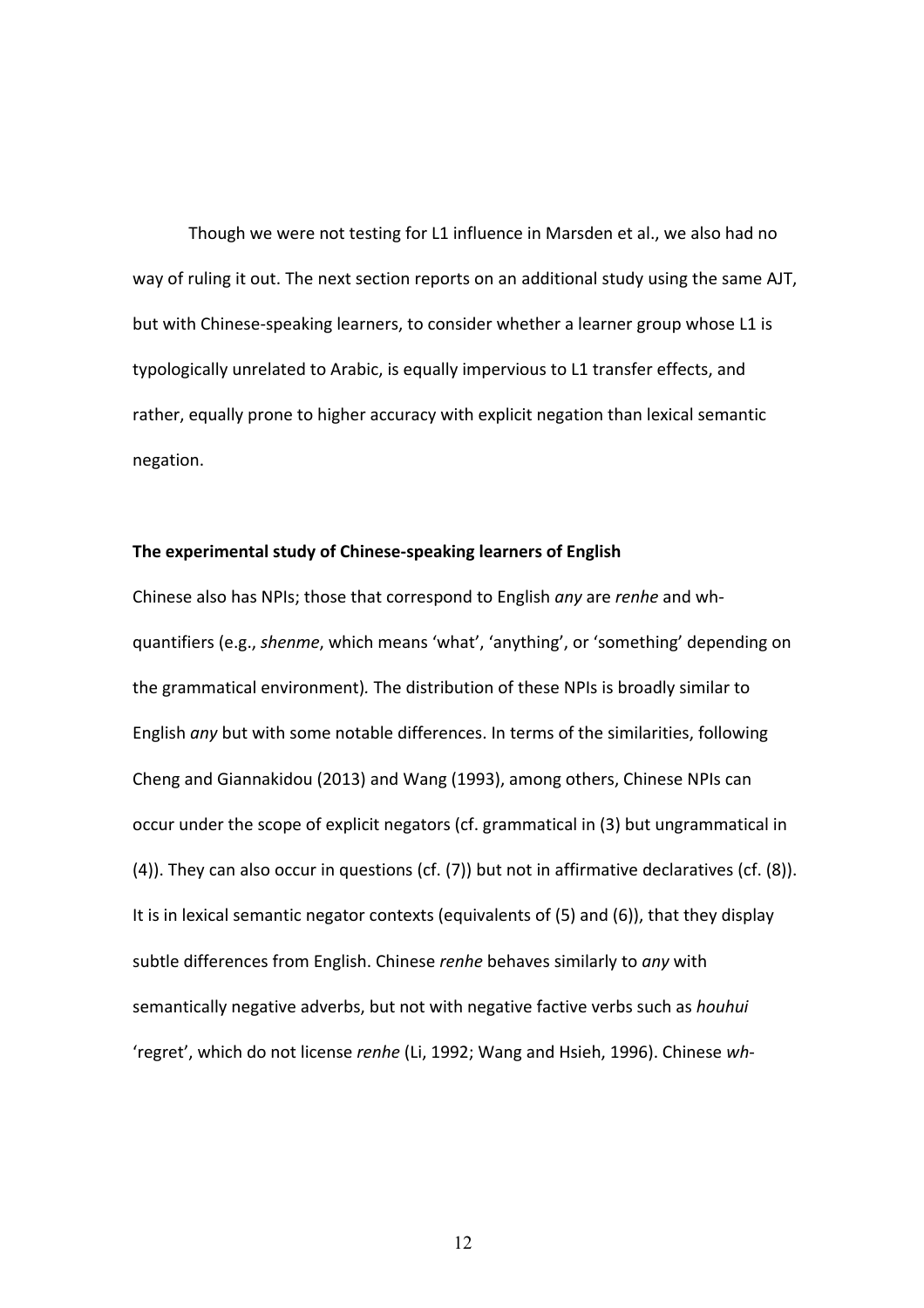Though we were not testing for L1 influence in Marsden et al., we also had no way of ruling it out. The next section reports on an additional study using the same AJT, but with Chinese-speaking learners, to consider whether a learner group whose L1 is typologically unrelated to Arabic, is equally impervious to L1 transfer effects, and rather, equally prone to higher accuracy with explicit negation than lexical semantic negation.

### The experimental study of Chinese-speaking learners of English

Chinese also has NPIs; those that correspond to English *any* are *renhe* and wh-quantifiers (e.g., *shenme*, which means 'what', 'anything', or 'something' depending on the grammatical environment). The distribution of these NPIs is broadly similar to English *any* but with some notable differences. In terms of the similarities, following Cheng and Giannakidou (2013) and Wang (1993), among others, Chinese NPIs can occur under the scope of explicit negators (cf. grammatical in (3) but ungrammatical in (4)). They can also occur in questions (cf. (7)) but not in affirmative declaratives (cf. (8)). It is in lexical semantic negator contexts (equivalents of (5) and (6)), that they display subtle differences from English. Chinese *renhe* behaves similarly to *any* with semantically negative adverbs, but not with negative factive verbs such as *houhui* 'regret', which do not license *renhe* (Li, 1992; Wang and Hsieh, 1996). Chinese *wh-*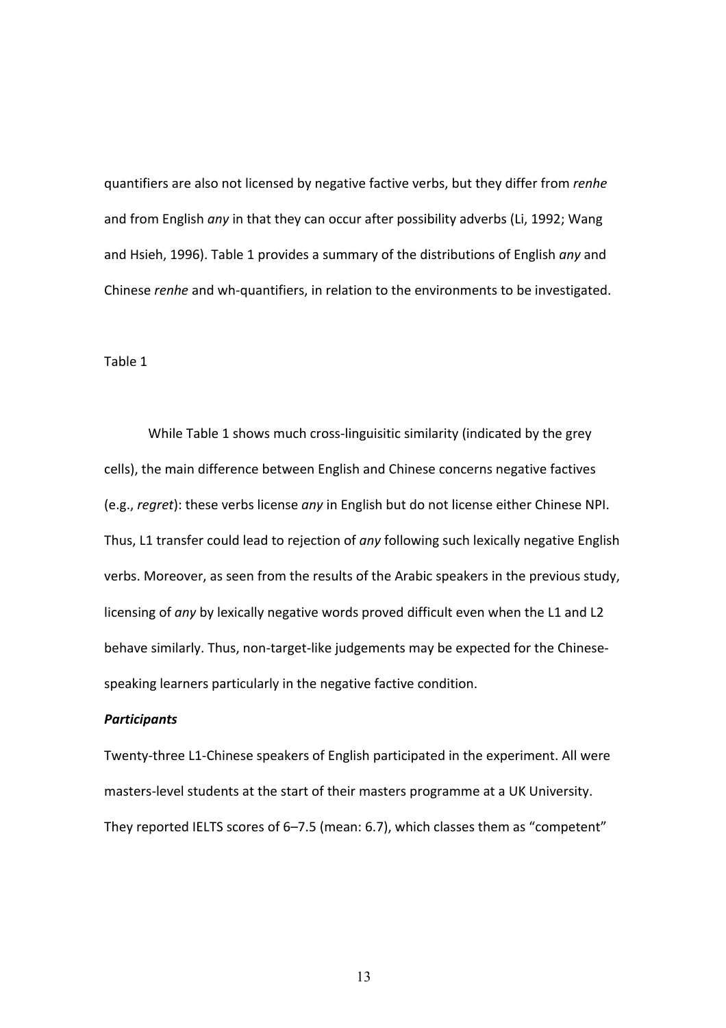quantifiers are also not licensed by negative factive verbs, but they differ from *renhe* and from English *any* in that they can occur after possibility adverbs (Li, 1992; Wang and Hsieh, 1996). Table 1 provides a summary of the distributions of English *any* and Chinese *renhe* and wh-quantifiers, in relation to the environments to be investigated.

Table 1

While Table 1 shows much cross-linguisitic similarity (indicated by the grey cells), the main difference between English and Chinese concerns negative factives (e.g., *regret*): these verbs license *any* in English but do not license either Chinese NPI. Thus, L1 transfer could lead to rejection of *any* following such lexically negative English verbs. Moreover, as seen from the results of the Arabic speakers in the previous study, licensing of *any* by lexically negative words proved difficult even when the L1 and L2 behave similarly. Thus, non-target-like judgements may be expected for the Chinese-speaking learners particularly in the negative factive condition.

***Participants***

Twenty-three L1-Chinese speakers of English participated in the experiment. All were masters-level students at the start of their masters programme at a UK University. They reported IELTS scores of 6–7.5 (mean: 6.7), which classes them as "competent"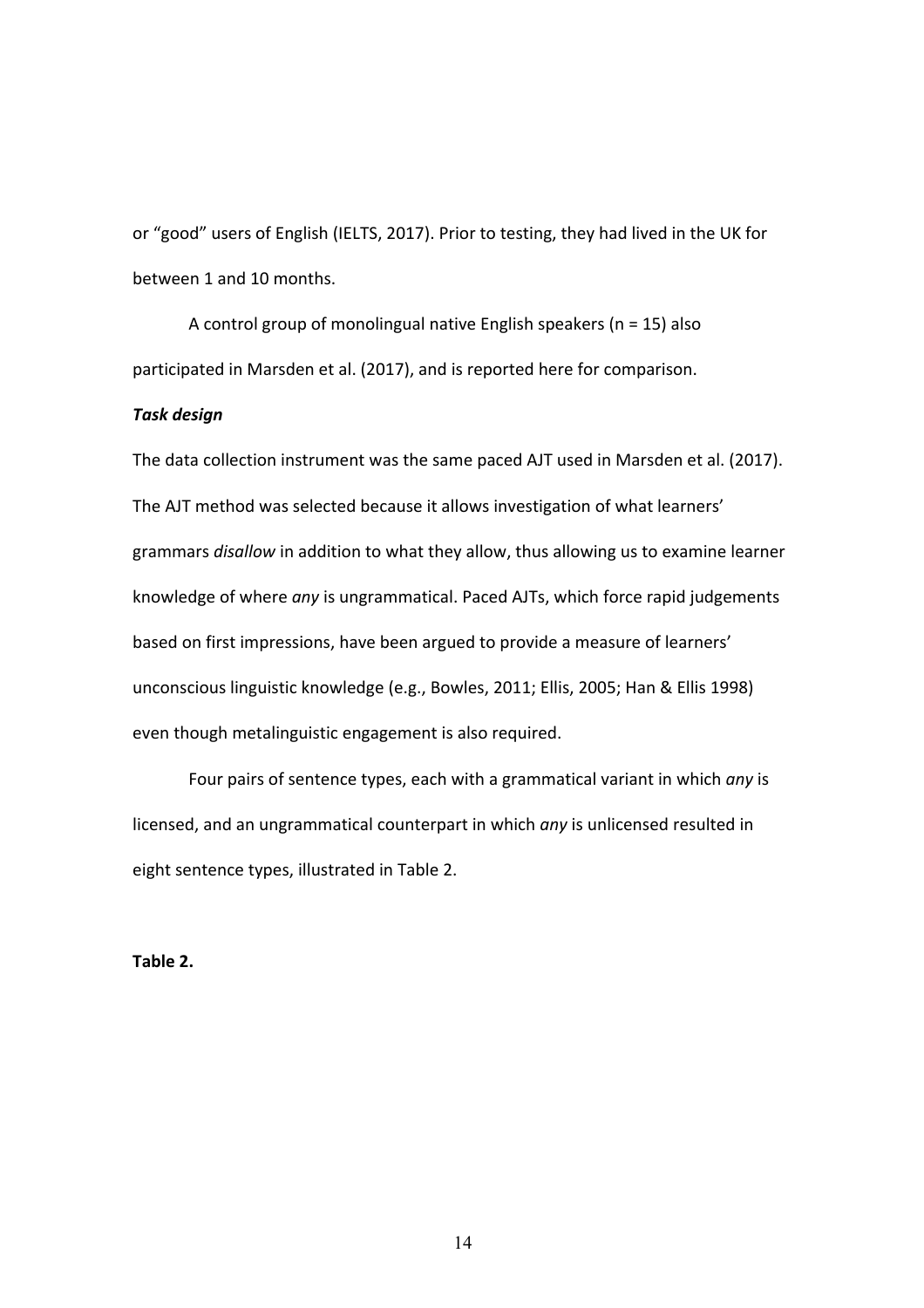or “good” users of English (IELTS, 2017). Prior to testing, they had lived in the UK for between 1 and 10 months.

A control group of monolingual native English speakers (n = 15) also participated in Marsden et al. (2017), and is reported here for comparison.

***Task design***

The data collection instrument was the same paced AJT used in Marsden et al. (2017). The AJT method was selected because it allows investigation of what learners’ grammars *disallow* in addition to what they allow, thus allowing us to examine learner knowledge of where *any* is ungrammatical. Paced AJTs, which force rapid judgements based on first impressions, have been argued to provide a measure of learners’ unconscious linguistic knowledge (e.g., Bowles, 2011; Ellis, 2005; Han & Ellis 1998) even though metalinguistic engagement is also required.

Four pairs of sentence types, each with a grammatical variant in which *any* is licensed, and an ungrammatical counterpart in which *any* is unlicensed resulted in eight sentence types, illustrated in Table 2.

**Table 2.**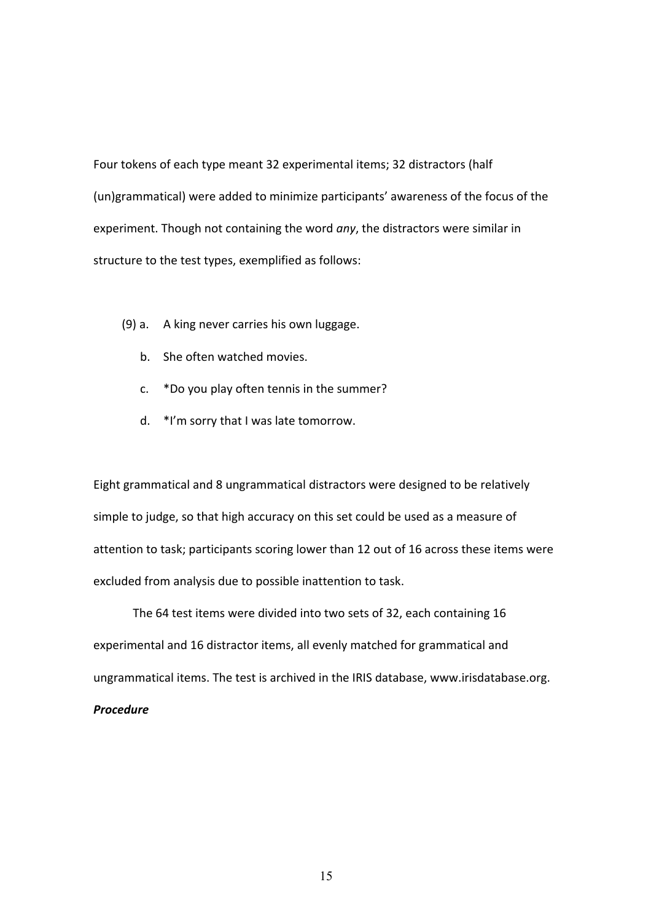Four tokens of each type meant 32 experimental items; 32 distractors (half (un)grammatical) were added to minimize participants' awareness of the focus of the experiment. Though not containing the word *any*, the distractors were similar in structure to the test types, exemplified as follows:

(9) a. A king never carries his own luggage.

b. She often watched movies.

c. *Do you play often tennis in the summer?

d. *I'm sorry that I was late tomorrow.

Eight grammatical and 8 ungrammatical distractors were designed to be relatively simple to judge, so that high accuracy on this set could be used as a measure of attention to task; participants scoring lower than 12 out of 16 across these items were excluded from analysis due to possible inattention to task.

The 64 test items were divided into two sets of 32, each containing 16 experimental and 16 distractor items, all evenly matched for grammatical and ungrammatical items. The test is archived in the IRIS database, www.irisdatabase.org.

***Procedure***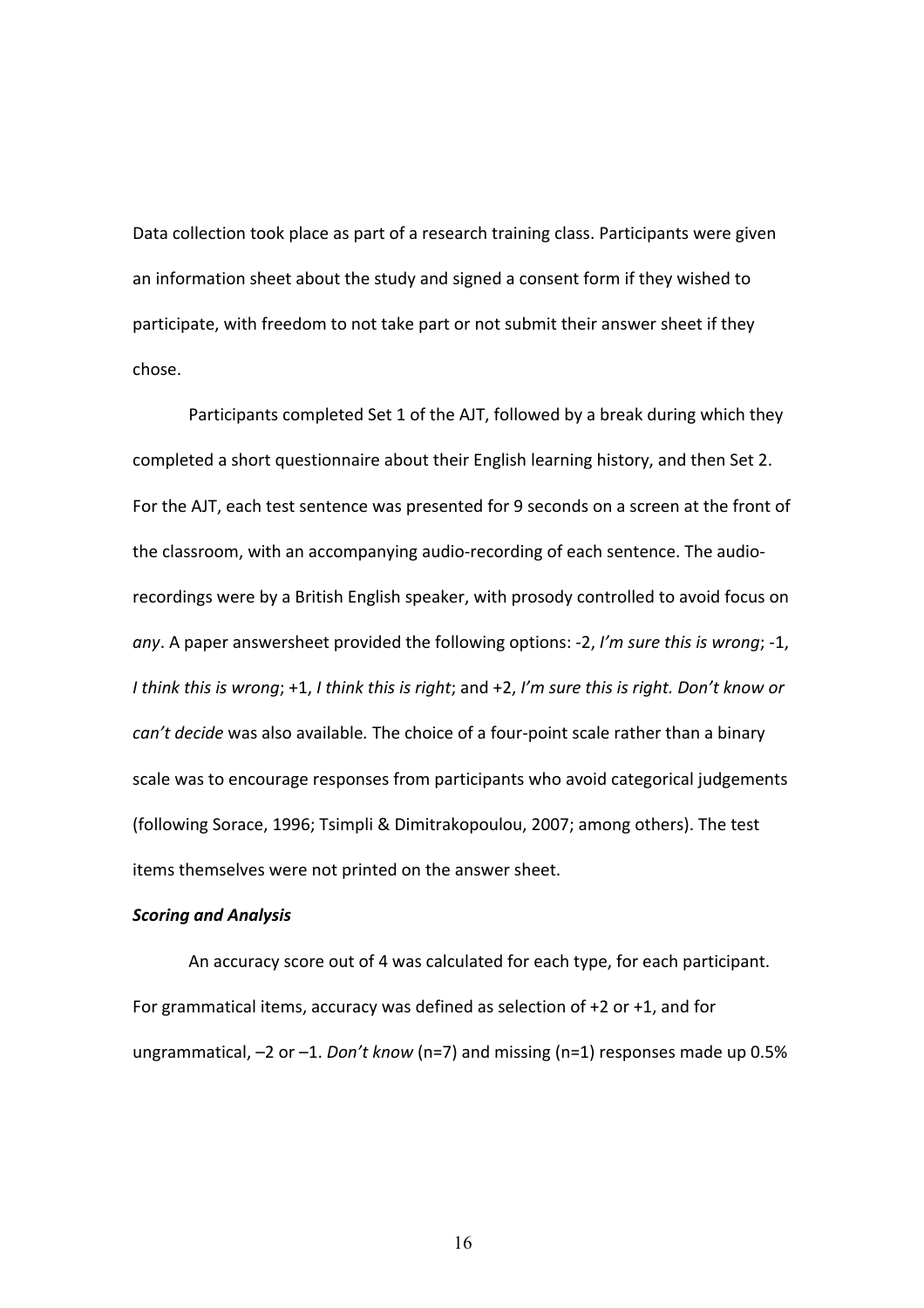Data collection took place as part of a research training class. Participants were given an information sheet about the study and signed a consent form if they wished to participate, with freedom to not take part or not submit their answer sheet if they chose.

Participants completed Set 1 of the AJT, followed by a break during which they completed a short questionnaire about their English learning history, and then Set 2. For the AJT, each test sentence was presented for 9 seconds on a screen at the front of the classroom, with an accompanying audio-recording of each sentence. The audio-recordings were by a British English speaker, with prosody controlled to avoid focus on *any*. A paper answersheet provided the following options: -2, *I'm sure this is wrong*; -1, *I think this is wrong*; +1, *I think this is right*; and +2, *I'm sure this is right. Don't know or can't decide* was also available. The choice of a four-point scale rather than a binary scale was to encourage responses from participants who avoid categorical judgements (following Sorace, 1996; Tsimpli & Dimitrakopoulou, 2007; among others). The test items themselves were not printed on the answer sheet.

***Scoring and Analysis***

An accuracy score out of 4 was calculated for each type, for each participant. For grammatical items, accuracy was defined as selection of +2 or +1, and for ungrammatical, –2 or –1. *Don't know* (n=7) and missing (n=1) responses made up 0.5%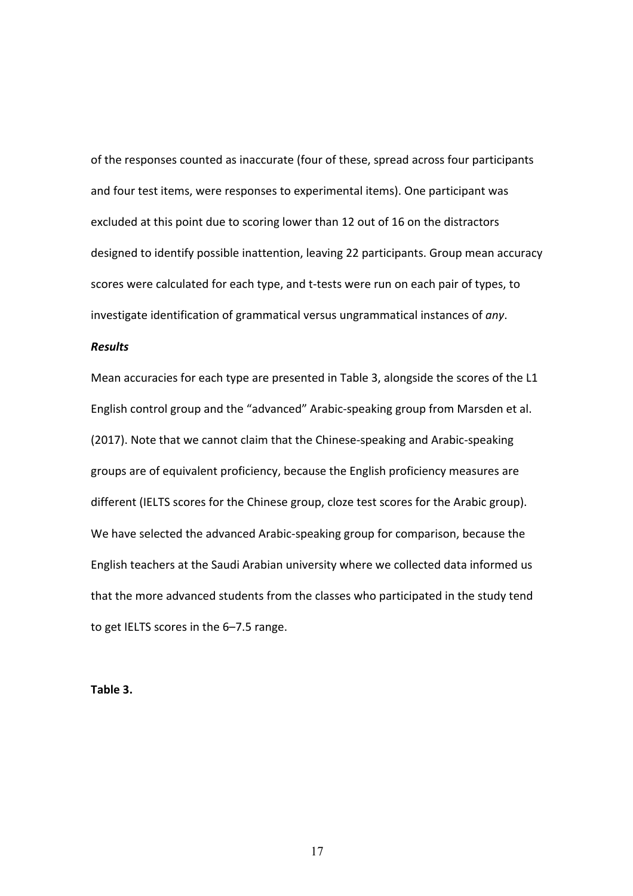of the responses counted as inaccurate (four of these, spread across four participants and four test items, were responses to experimental items). One participant was excluded at this point due to scoring lower than 12 out of 16 on the distractors designed to identify possible inattention, leaving 22 participants. Group mean accuracy scores were calculated for each type, and t-tests were run on each pair of types, to investigate identification of grammatical versus ungrammatical instances of *any*.

***Results***

Mean accuracies for each type are presented in Table 3, alongside the scores of the L1 English control group and the "advanced" Arabic-speaking group from Marsden et al. (2017). Note that we cannot claim that the Chinese-speaking and Arabic-speaking groups are of equivalent proficiency, because the English proficiency measures are different (IELTS scores for the Chinese group, cloze test scores for the Arabic group). We have selected the advanced Arabic-speaking group for comparison, because the English teachers at the Saudi Arabian university where we collected data informed us that the more advanced students from the classes who participated in the study tend to get IELTS scores in the 6–7.5 range.

**Table 3.**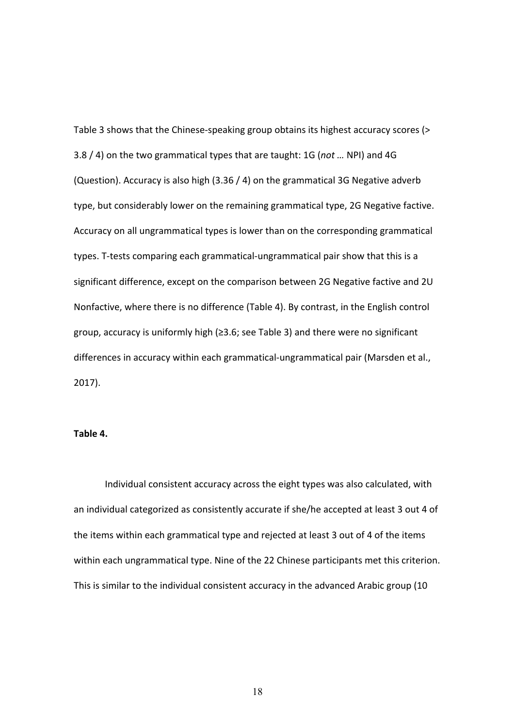Table 3 shows that the Chinese-speaking group obtains its highest accuracy scores (> 3.8 / 4) on the two grammatical types that are taught: 1G (*not* … NPI) and 4G (Question). Accuracy is also high (3.36 / 4) on the grammatical 3G Negative adverb type, but considerably lower on the remaining grammatical type, 2G Negative factive. Accuracy on all ungrammatical types is lower than on the corresponding grammatical types. T-tests comparing each grammatical-ungrammatical pair show that this is a significant difference, except on the comparison between 2G Negative factive and 2U Nonfactive, where there is no difference (Table 4). By contrast, in the English control group, accuracy is uniformly high (≥3.6; see Table 3) and there were no significant differences in accuracy within each grammatical-ungrammatical pair (Marsden et al., 2017).

**Table 4.**

Individual consistent accuracy across the eight types was also calculated, with an individual categorized as consistently accurate if she/he accepted at least 3 out 4 of the items within each grammatical type and rejected at least 3 out of 4 of the items within each ungrammatical type. Nine of the 22 Chinese participants met this criterion. This is similar to the individual consistent accuracy in the advanced Arabic group (10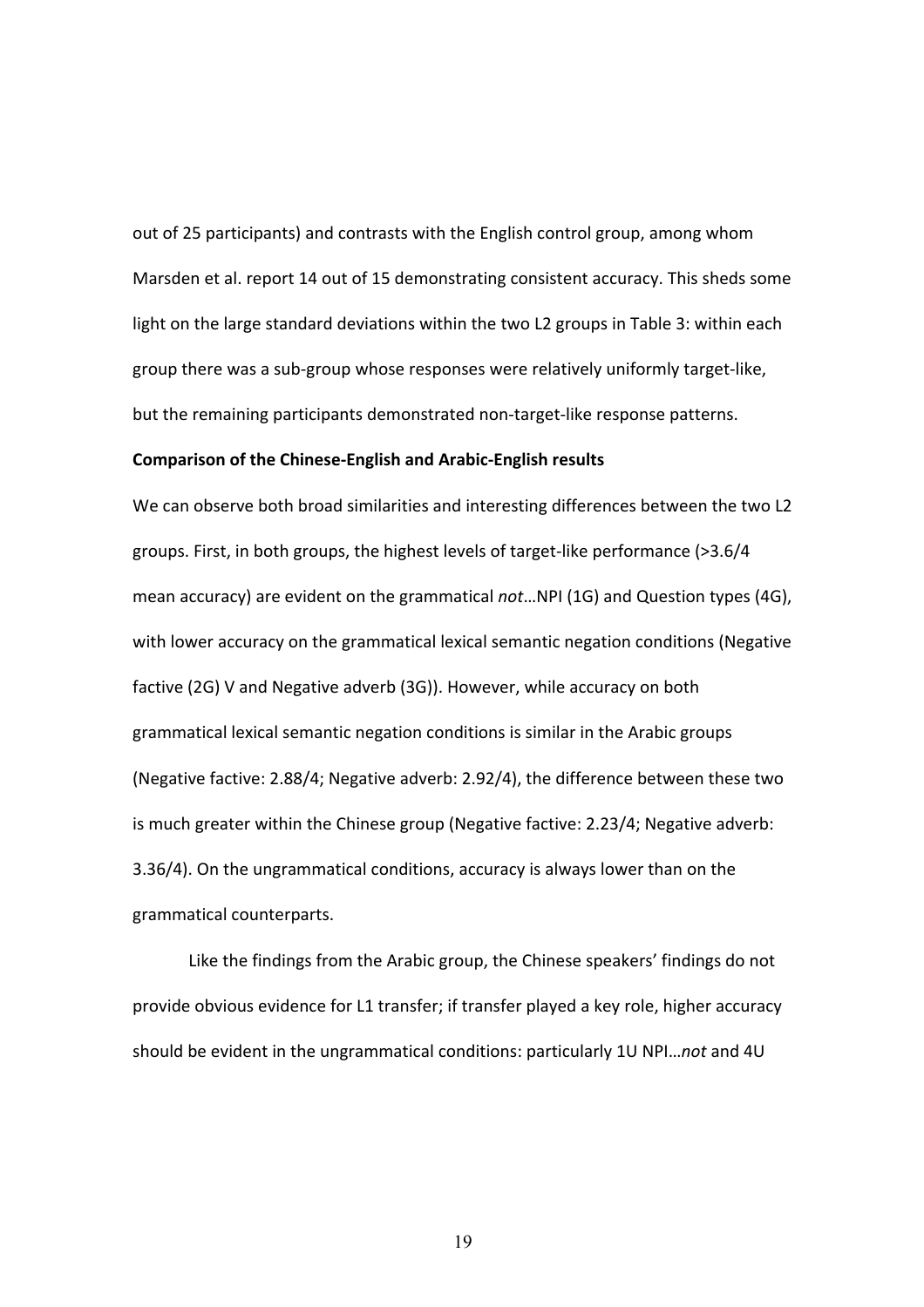out of 25 participants) and contrasts with the English control group, among whom Marsden et al. report 14 out of 15 demonstrating consistent accuracy. This sheds some light on the large standard deviations within the two L2 groups in Table 3: within each group there was a sub-group whose responses were relatively uniformly target-like, but the remaining participants demonstrated non-target-like response patterns.

**Comparison of the Chinese-English and Arabic-English results**

We can observe both broad similarities and interesting differences between the two L2 groups. First, in both groups, the highest levels of target-like performance (>3.6/4 mean accuracy) are evident on the grammatical *not*…NPI (1G) and Question types (4G), with lower accuracy on the grammatical lexical semantic negation conditions (Negative factive (2G) V and Negative adverb (3G)). However, while accuracy on both grammatical lexical semantic negation conditions is similar in the Arabic groups (Negative factive: 2.88/4; Negative adverb: 2.92/4), the difference between these two is much greater within the Chinese group (Negative factive: 2.23/4; Negative adverb: 3.36/4). On the ungrammatical conditions, accuracy is always lower than on the grammatical counterparts.

Like the findings from the Arabic group, the Chinese speakers' findings do not provide obvious evidence for L1 transfer; if transfer played a key role, higher accuracy should be evident in the ungrammatical conditions: particularly 1U NPI…*not* and 4U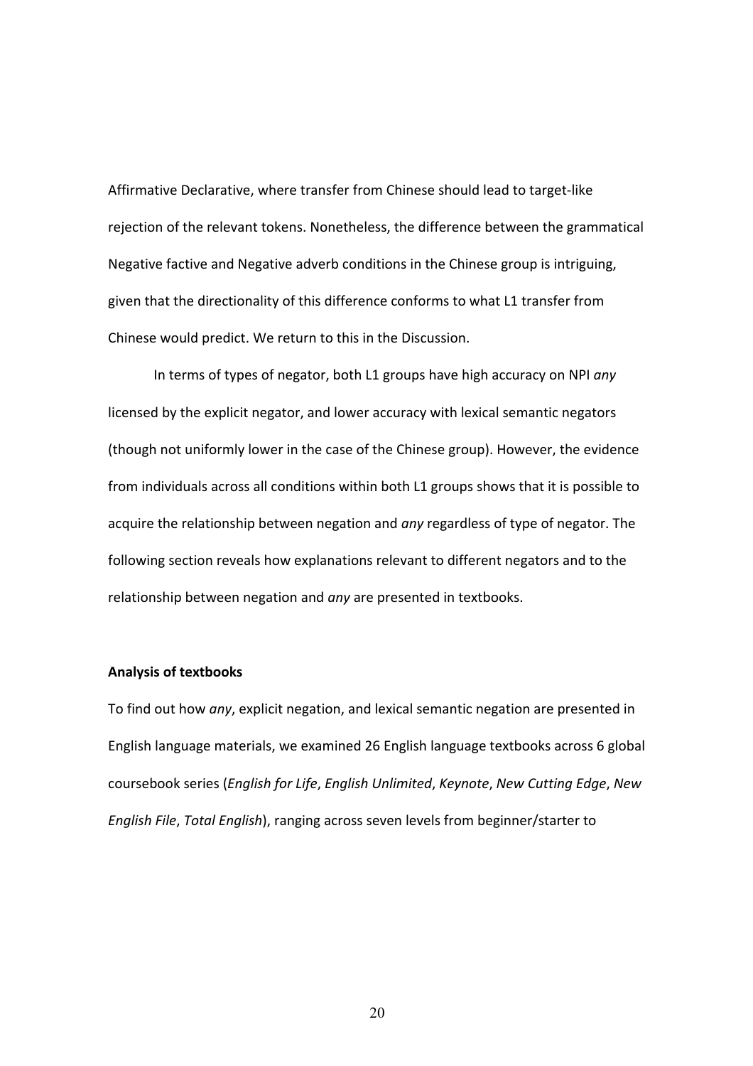Affirmative Declarative, where transfer from Chinese should lead to target-like rejection of the relevant tokens. Nonetheless, the difference between the grammatical Negative factive and Negative adverb conditions in the Chinese group is intriguing, given that the directionality of this difference conforms to what L1 transfer from Chinese would predict. We return to this in the Discussion.

In terms of types of negator, both L1 groups have high accuracy on NPI *any* licensed by the explicit negator, and lower accuracy with lexical semantic negators (though not uniformly lower in the case of the Chinese group). However, the evidence from individuals across all conditions within both L1 groups shows that it is possible to acquire the relationship between negation and *any* regardless of type of negator. The following section reveals how explanations relevant to different negators and to the relationship between negation and *any* are presented in textbooks.

**Analysis of textbooks**

To find out how *any*, explicit negation, and lexical semantic negation are presented in English language materials, we examined 26 English language textbooks across 6 global coursebook series (*English for Life*, *English Unlimited*, *Keynote*, *New Cutting Edge*, *New English File*, *Total English*), ranging across seven levels from beginner/starter to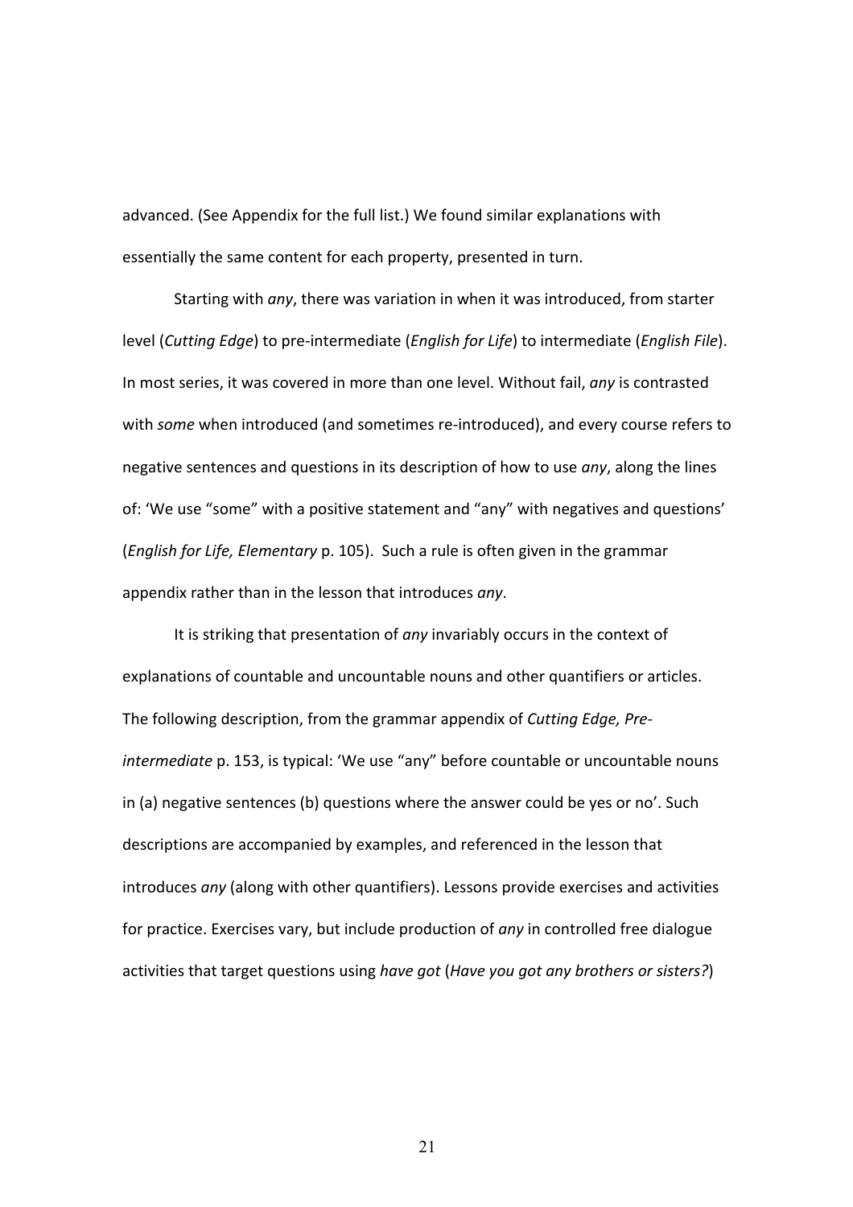advanced. (See Appendix for the full list.) We found similar explanations with essentially the same content for each property, presented in turn.

Starting with *any*, there was variation in when it was introduced, from starter level (*Cutting Edge*) to pre-intermediate (*English for Life*) to intermediate (*English File*). In most series, it was covered in more than one level. Without fail, *any* is contrasted with *some* when introduced (and sometimes re-introduced), and every course refers to negative sentences and questions in its description of how to use *any*, along the lines of: 'We use "some" with a positive statement and "any" with negatives and questions' (*English for Life, Elementary* p. 105). Such a rule is often given in the grammar appendix rather than in the lesson that introduces *any*.

It is striking that presentation of *any* invariably occurs in the context of explanations of countable and uncountable nouns and other quantifiers or articles. The following description, from the grammar appendix of *Cutting Edge, Pre-intermediate* p. 153, is typical: 'We use "any" before countable or uncountable nouns in (a) negative sentences (b) questions where the answer could be yes or no'. Such descriptions are accompanied by examples, and referenced in the lesson that introduces *any* (along with other quantifiers). Lessons provide exercises and activities for practice. Exercises vary, but include production of *any* in controlled free dialogue activities that target questions using *have got* (*Have you got any brothers or sisters?*)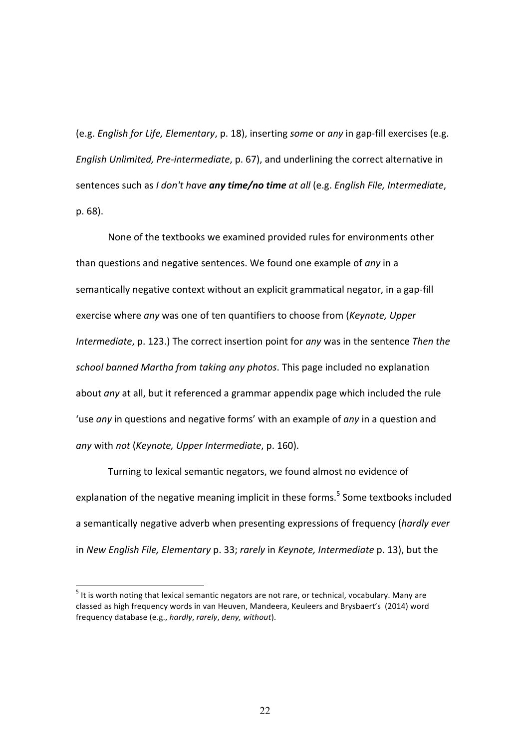(e.g. *English for Life, Elementary*, p. 18), inserting *some* or *any* in gap-fill exercises (e.g. *English Unlimited, Pre-intermediate*, p. 67), and underlining the correct alternative in sentences such as *I don't have* ***any time/no time*** *at all* (e.g. *English File, Intermediate*, p. 68).

None of the textbooks we examined provided rules for environments other than questions and negative sentences. We found one example of *any* in a semantically negative context without an explicit grammatical negator, in a gap-fill exercise where *any* was one of ten quantifiers to choose from (*Keynote, Upper Intermediate*, p. 123.) The correct insertion point for *any* was in the sentence *Then the school banned Martha from taking any photos*. This page included no explanation about *any* at all, but it referenced a grammar appendix page which included the rule 'use *any* in questions and negative forms' with an example of *any* in a question and *any* with *not* (*Keynote, Upper Intermediate*, p. 160).

Turning to lexical semantic negators, we found almost no evidence of explanation of the negative meaning implicit in these forms.[5] Some textbooks included a semantically negative adverb when presenting expressions of frequency (*hardly ever* in *New English File, Elementary* p. 33; *rarely* in *Keynote, Intermediate* p. 13), but the

[5] It is worth noting that lexical semantic negators are not rare, or technical, vocabulary. Many are classed as high frequency words in van Heuven, Mandeera, Keuleers and Brysbaert's (2014) word frequency database (e.g., *hardly*, *rarely*, *deny, without*).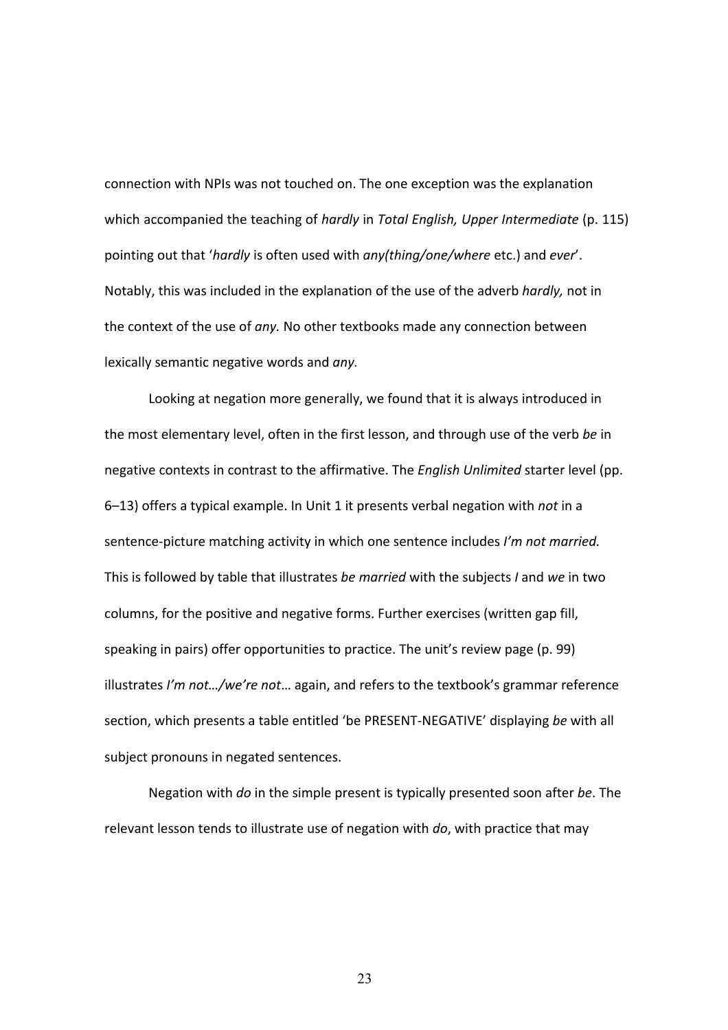connection with NPIs was not touched on. The one exception was the explanation which accompanied the teaching of *hardly* in *Total English, Upper Intermediate* (p. 115) pointing out that '*hardly* is often used with *any(thing/one/where* etc.) and *ever*'. Notably, this was included in the explanation of the use of the adverb *hardly,* not in the context of the use of *any.* No other textbooks made any connection between lexically semantic negative words and *any.*

Looking at negation more generally, we found that it is always introduced in the most elementary level, often in the first lesson, and through use of the verb *be* in negative contexts in contrast to the affirmative. The *English Unlimited* starter level (pp. 6–13) offers a typical example. In Unit 1 it presents verbal negation with *not* in a sentence-picture matching activity in which one sentence includes *I'm not married.* This is followed by table that illustrates *be married* with the subjects *I* and *we* in two columns, for the positive and negative forms. Further exercises (written gap fill, speaking in pairs) offer opportunities to practice. The unit's review page (p. 99) illustrates *I'm not…/we're not*… again, and refers to the textbook's grammar reference section, which presents a table entitled 'be PRESENT-NEGATIVE' displaying *be* with all subject pronouns in negated sentences.

Negation with *do* in the simple present is typically presented soon after *be*. The relevant lesson tends to illustrate use of negation with *do*, with practice that may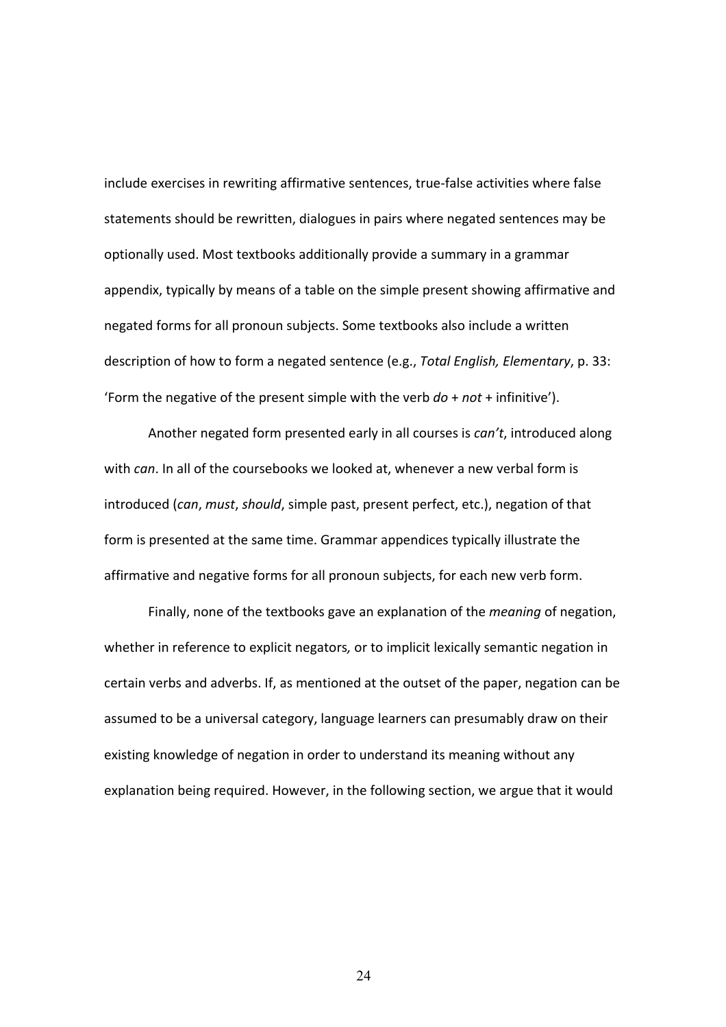include exercises in rewriting affirmative sentences, true-false activities where false statements should be rewritten, dialogues in pairs where negated sentences may be optionally used. Most textbooks additionally provide a summary in a grammar appendix, typically by means of a table on the simple present showing affirmative and negated forms for all pronoun subjects. Some textbooks also include a written description of how to form a negated sentence (e.g., *Total English, Elementary*, p. 33: 'Form the negative of the present simple with the verb *do* + *not* + infinitive').

Another negated form presented early in all courses is *can't*, introduced along with *can*. In all of the coursebooks we looked at, whenever a new verbal form is introduced (*can*, *must*, *should*, simple past, present perfect, etc.), negation of that form is presented at the same time. Grammar appendices typically illustrate the affirmative and negative forms for all pronoun subjects, for each new verb form.

Finally, none of the textbooks gave an explanation of the *meaning* of negation, whether in reference to explicit negators*,* or to implicit lexically semantic negation in certain verbs and adverbs. If, as mentioned at the outset of the paper, negation can be assumed to be a universal category, language learners can presumably draw on their existing knowledge of negation in order to understand its meaning without any explanation being required. However, in the following section, we argue that it would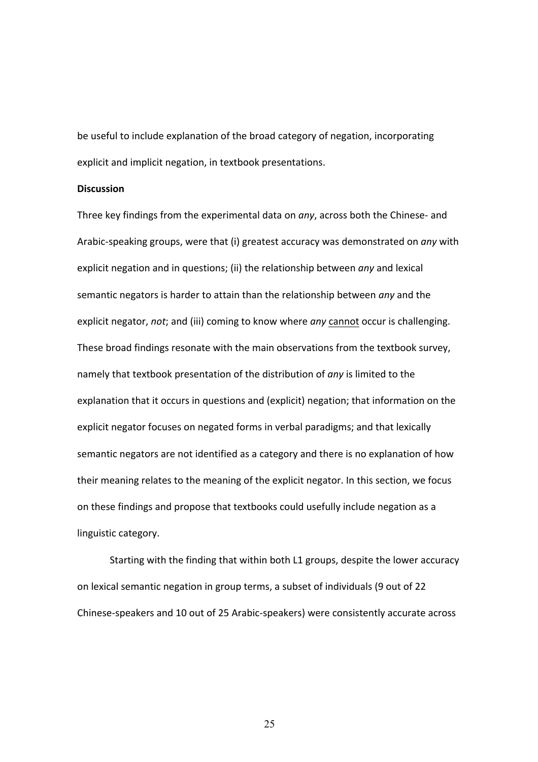be useful to include explanation of the broad category of negation, incorporating explicit and implicit negation, in textbook presentations.

**Discussion**

Three key findings from the experimental data on *any*, across both the Chinese- and Arabic-speaking groups, were that (i) greatest accuracy was demonstrated on *any* with explicit negation and in questions; (ii) the relationship between *any* and lexical semantic negators is harder to attain than the relationship between *any* and the explicit negator, *not*; and (iii) coming to know where *any* <u>cannot</u> occur is challenging. These broad findings resonate with the main observations from the textbook survey, namely that textbook presentation of the distribution of *any* is limited to the explanation that it occurs in questions and (explicit) negation; that information on the explicit negator focuses on negated forms in verbal paradigms; and that lexically semantic negators are not identified as a category and there is no explanation of how their meaning relates to the meaning of the explicit negator. In this section, we focus on these findings and propose that textbooks could usefully include negation as a linguistic category.

Starting with the finding that within both L1 groups, despite the lower accuracy on lexical semantic negation in group terms, a subset of individuals (9 out of 22 Chinese-speakers and 10 out of 25 Arabic-speakers) were consistently accurate across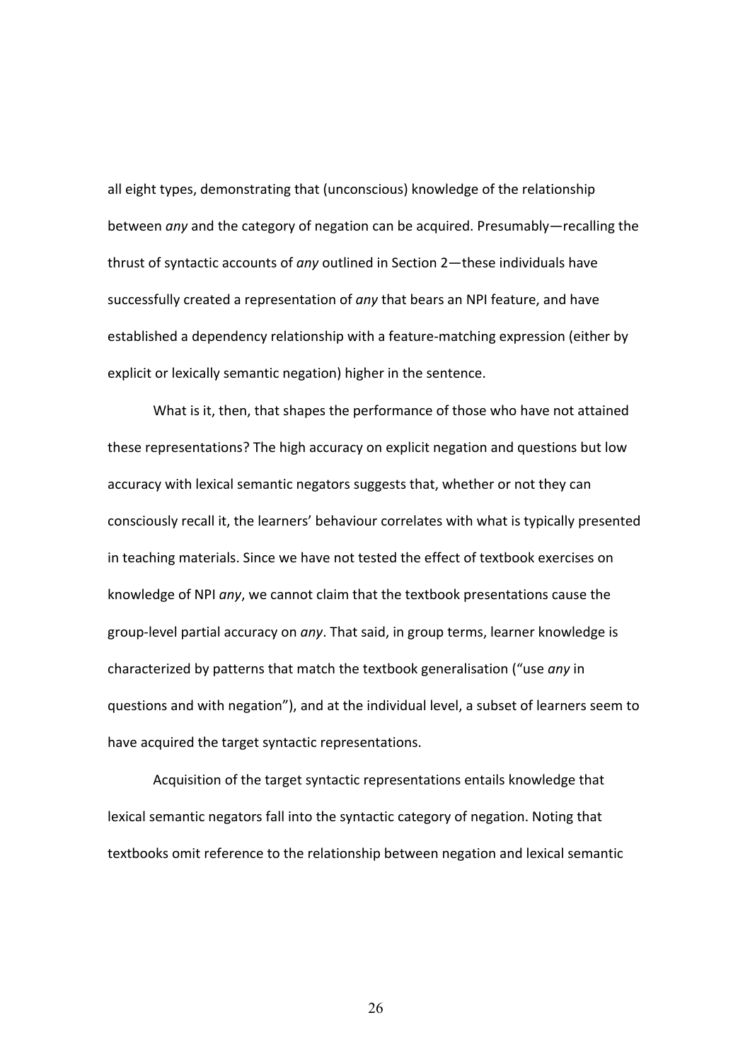all eight types, demonstrating that (unconscious) knowledge of the relationship between *any* and the category of negation can be acquired. Presumably—recalling the thrust of syntactic accounts of *any* outlined in Section 2—these individuals have successfully created a representation of *any* that bears an NPI feature, and have established a dependency relationship with a feature-matching expression (either by explicit or lexically semantic negation) higher in the sentence.

What is it, then, that shapes the performance of those who have not attained these representations? The high accuracy on explicit negation and questions but low accuracy with lexical semantic negators suggests that, whether or not they can consciously recall it, the learners' behaviour correlates with what is typically presented in teaching materials. Since we have not tested the effect of textbook exercises on knowledge of NPI *any*, we cannot claim that the textbook presentations cause the group-level partial accuracy on *any*. That said, in group terms, learner knowledge is characterized by patterns that match the textbook generalisation ("use *any* in questions and with negation"), and at the individual level, a subset of learners seem to have acquired the target syntactic representations.

Acquisition of the target syntactic representations entails knowledge that lexical semantic negators fall into the syntactic category of negation. Noting that textbooks omit reference to the relationship between negation and lexical semantic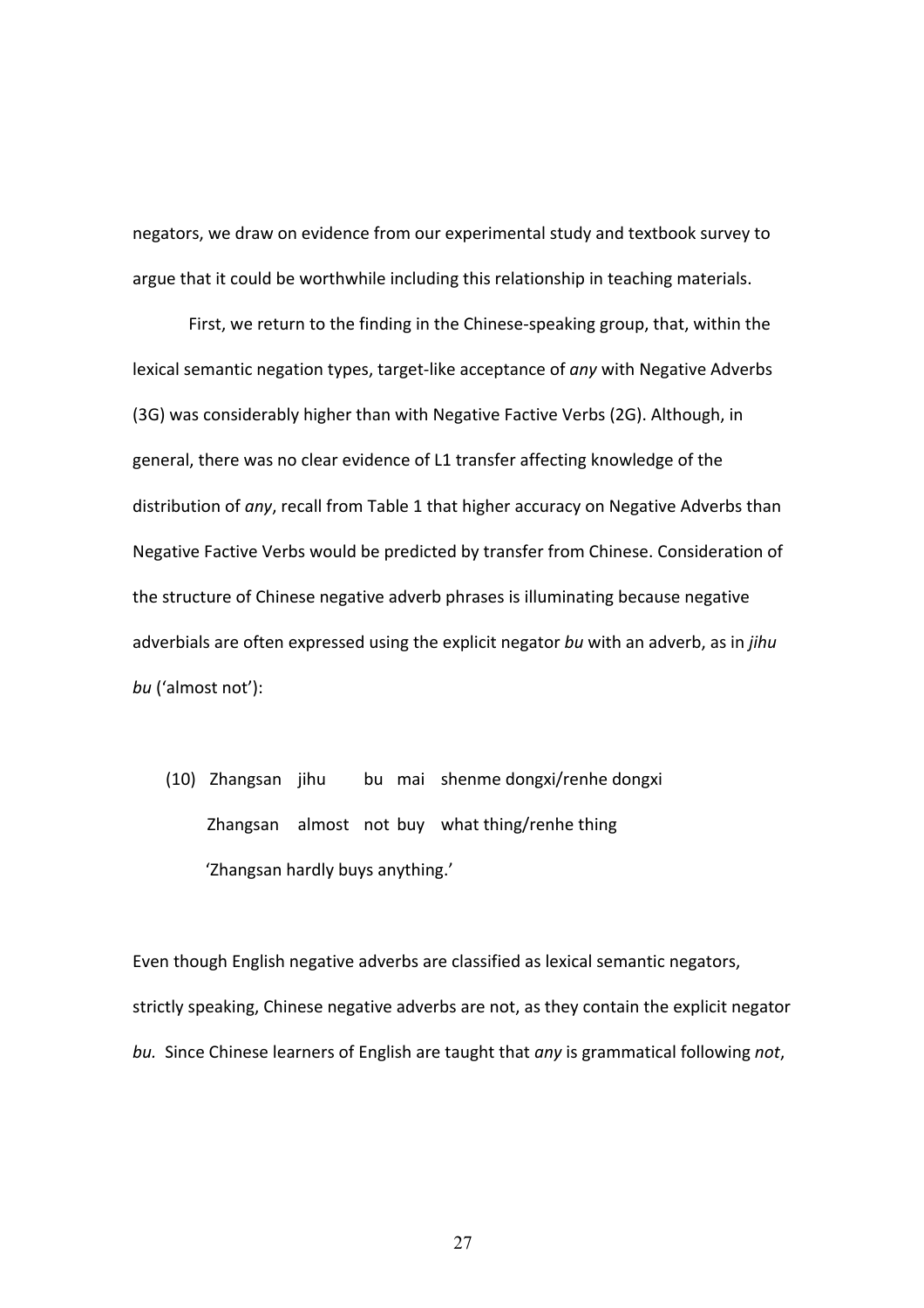negators, we draw on evidence from our experimental study and textbook survey to argue that it could be worthwhile including this relationship in teaching materials.

First, we return to the finding in the Chinese-speaking group, that, within the lexical semantic negation types, target-like acceptance of *any* with Negative Adverbs (3G) was considerably higher than with Negative Factive Verbs (2G). Although, in general, there was no clear evidence of L1 transfer affecting knowledge of the distribution of *any*, recall from Table 1 that higher accuracy on Negative Adverbs than Negative Factive Verbs would be predicted by transfer from Chinese. Consideration of the structure of Chinese negative adverb phrases is illuminating because negative adverbials are often expressed using the explicit negator *bu* with an adverb, as in *jihu bu* ('almost not'):

(10) Zhangsan jihu bu mai shenme dongxi/renhe dongxi
Zhangsan almost not buy what thing/renhe thing
'Zhangsan hardly buys anything.'

Even though English negative adverbs are classified as lexical semantic negators, strictly speaking, Chinese negative adverbs are not, as they contain the explicit negator *bu.* Since Chinese learners of English are taught that *any* is grammatical following *not*,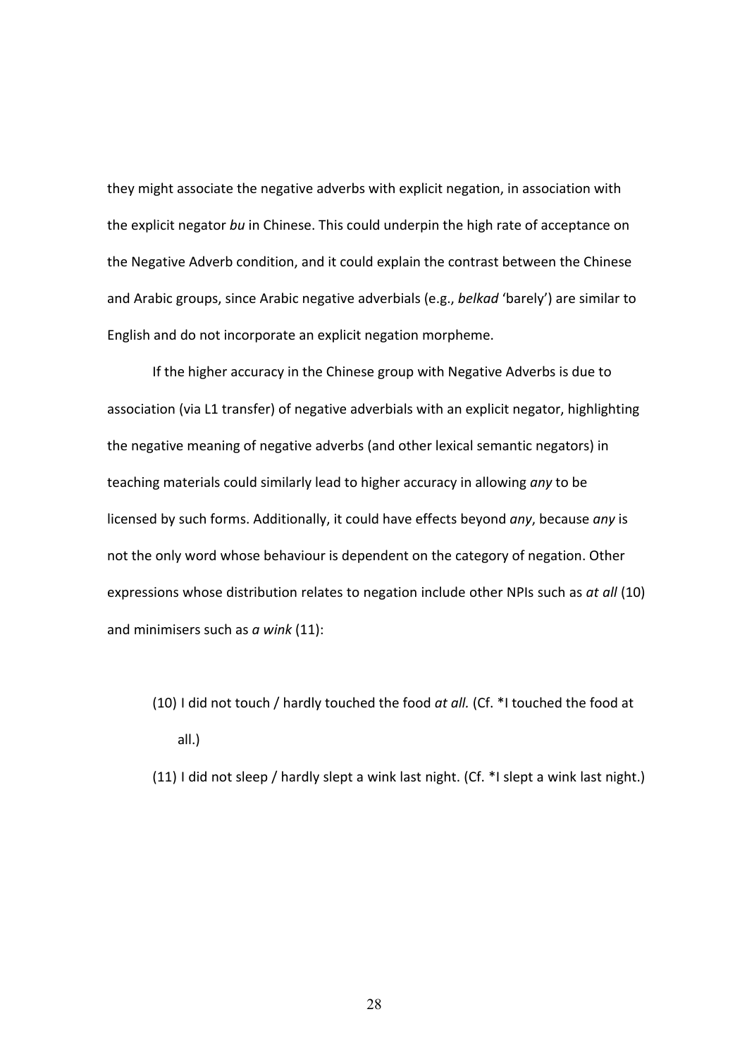they might associate the negative adverbs with explicit negation, in association with the explicit negator *bu* in Chinese. This could underpin the high rate of acceptance on the Negative Adverb condition, and it could explain the contrast between the Chinese and Arabic groups, since Arabic negative adverbials (e.g., *belkad* 'barely') are similar to English and do not incorporate an explicit negation morpheme.

If the higher accuracy in the Chinese group with Negative Adverbs is due to association (via L1 transfer) of negative adverbials with an explicit negator, highlighting the negative meaning of negative adverbs (and other lexical semantic negators) in teaching materials could similarly lead to higher accuracy in allowing *any* to be licensed by such forms. Additionally, it could have effects beyond *any*, because *any* is not the only word whose behaviour is dependent on the category of negation. Other expressions whose distribution relates to negation include other NPIs such as *at all* (10) and minimisers such as *a wink* (11):

(10) I did not touch / hardly touched the food *at all.* (Cf. *I touched the food at all.)

(11) I did not sleep / hardly slept a wink last night. (Cf. *I slept a wink last night.)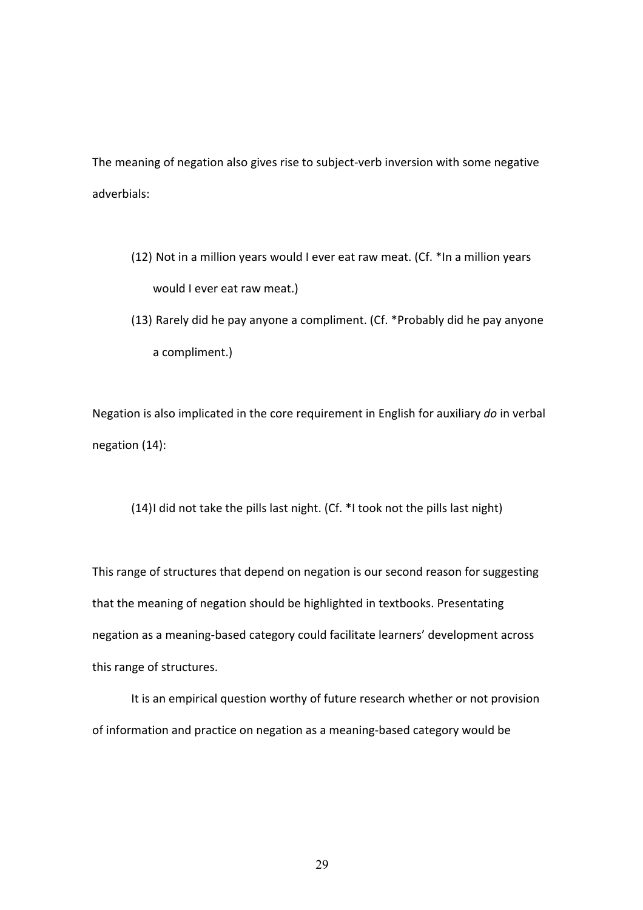The meaning of negation also gives rise to subject-verb inversion with some negative adverbials:

(12) Not in a million years would I ever eat raw meat. (Cf. *In a million years would I ever eat raw meat.)

(13) Rarely did he pay anyone a compliment. (Cf. *Probably did he pay anyone a compliment.)

Negation is also implicated in the core requirement in English for auxiliary *do* in verbal negation (14):

(14)I did not take the pills last night. (Cf. *I took not the pills last night)

This range of structures that depend on negation is our second reason for suggesting that the meaning of negation should be highlighted in textbooks. Presentating negation as a meaning-based category could facilitate learners' development across this range of structures.

It is an empirical question worthy of future research whether or not provision of information and practice on negation as a meaning-based category would be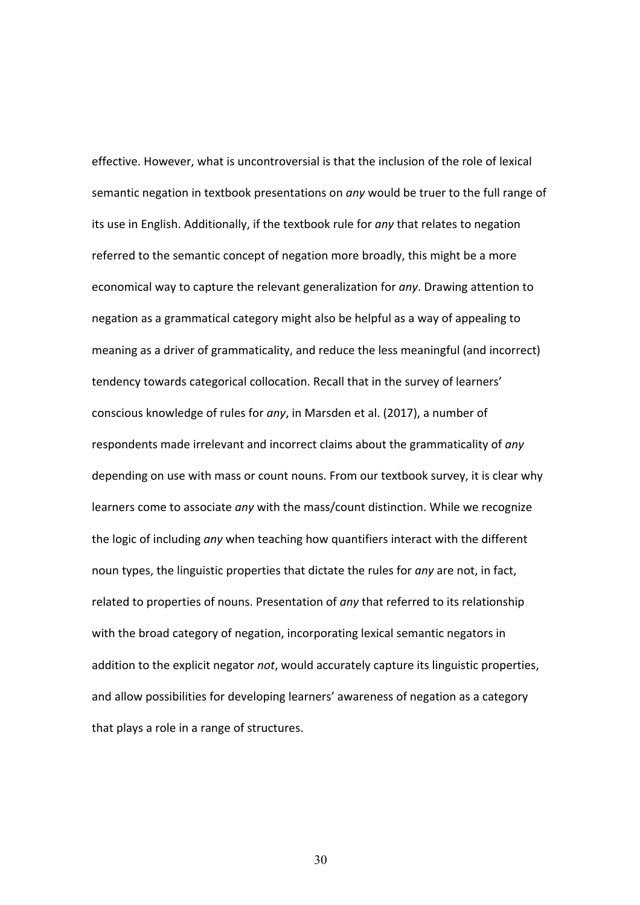effective. However, what is uncontroversial is that the inclusion of the role of lexical semantic negation in textbook presentations on *any* would be truer to the full range of its use in English. Additionally, if the textbook rule for *any* that relates to negation referred to the semantic concept of negation more broadly, this might be a more economical way to capture the relevant generalization for *any*. Drawing attention to negation as a grammatical category might also be helpful as a way of appealing to meaning as a driver of grammaticality, and reduce the less meaningful (and incorrect) tendency towards categorical collocation. Recall that in the survey of learners' conscious knowledge of rules for *any*, in Marsden et al. (2017), a number of respondents made irrelevant and incorrect claims about the grammaticality of *any* depending on use with mass or count nouns. From our textbook survey, it is clear why learners come to associate *any* with the mass/count distinction. While we recognize the logic of including *any* when teaching how quantifiers interact with the different noun types, the linguistic properties that dictate the rules for *any* are not, in fact, related to properties of nouns. Presentation of *any* that referred to its relationship with the broad category of negation, incorporating lexical semantic negators in addition to the explicit negator *not*, would accurately capture its linguistic properties, and allow possibilities for developing learners' awareness of negation as a category that plays a role in a range of structures.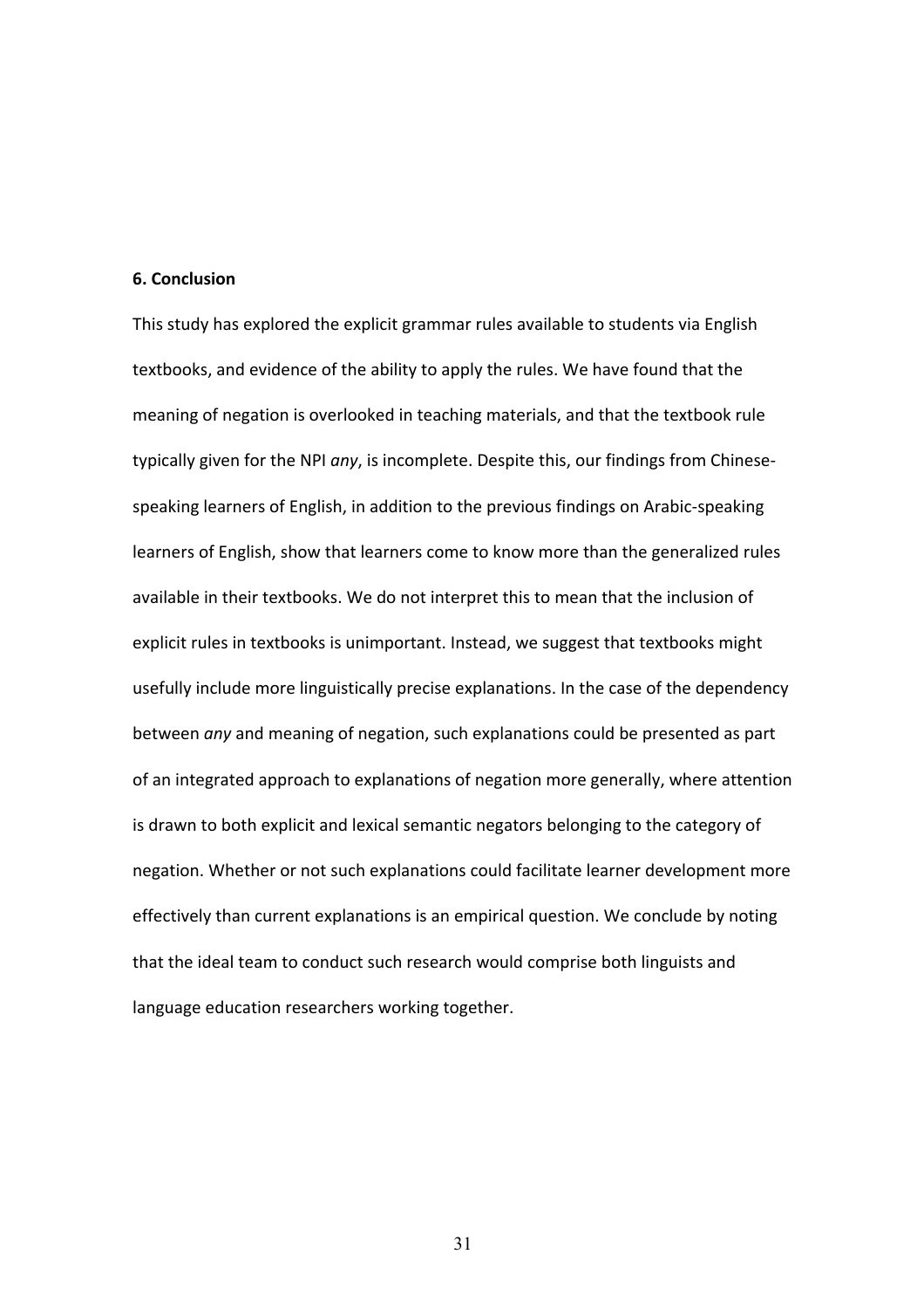## 6. Conclusion

This study has explored the explicit grammar rules available to students via English textbooks, and evidence of the ability to apply the rules. We have found that the meaning of negation is overlooked in teaching materials, and that the textbook rule typically given for the NPI *any*, is incomplete. Despite this, our findings from Chinese-speaking learners of English, in addition to the previous findings on Arabic-speaking learners of English, show that learners come to know more than the generalized rules available in their textbooks. We do not interpret this to mean that the inclusion of explicit rules in textbooks is unimportant. Instead, we suggest that textbooks might usefully include more linguistically precise explanations. In the case of the dependency between *any* and meaning of negation, such explanations could be presented as part of an integrated approach to explanations of negation more generally, where attention is drawn to both explicit and lexical semantic negators belonging to the category of negation. Whether or not such explanations could facilitate learner development more effectively than current explanations is an empirical question. We conclude by noting that the ideal team to conduct such research would comprise both linguists and language education researchers working together.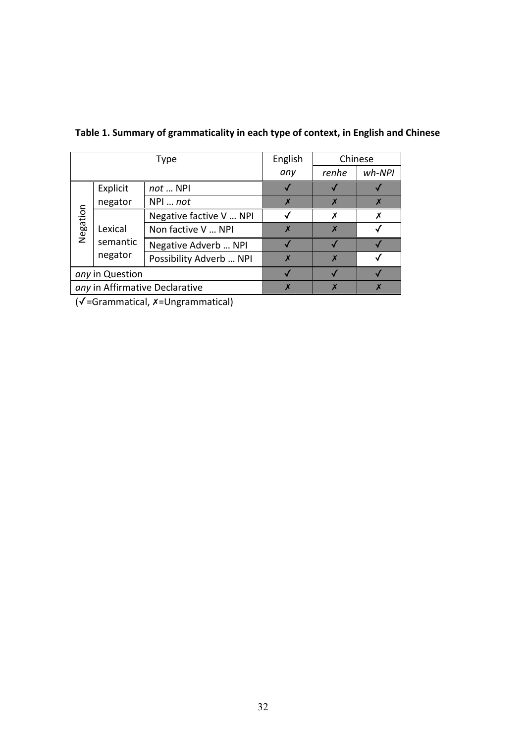**Table 1. Summary of grammaticality in each type of context, in English and Chinese**

| Type | | | English | Chinese | |
|---|---|---|---|---|---|
| | | | *any* | *renhe* | *wh-NPI* |
| Negation | Explicit negator | *not* … NPI | ✓ | ✓ | ✓ |
| | | NPI … *not* | ✗ | ✗ | ✗ |
| | Lexical semantic negator | Negative factive V … NPI | ✓ | ✗ | ✗ |
| | | Non factive V … NPI | ✗ | ✗ | ✓ |
| | | Negative Adverb … NPI | ✓ | ✓ | ✓ |
| | | Possibility Adverb … NPI | ✗ | ✗ | ✓ |
| *any* in Question | | | ✓ | ✓ | ✓ |
| *any* in Affirmative Declarative | | | ✗ | ✗ | ✗ |

(✓=Grammatical, ✗=Ungrammatical)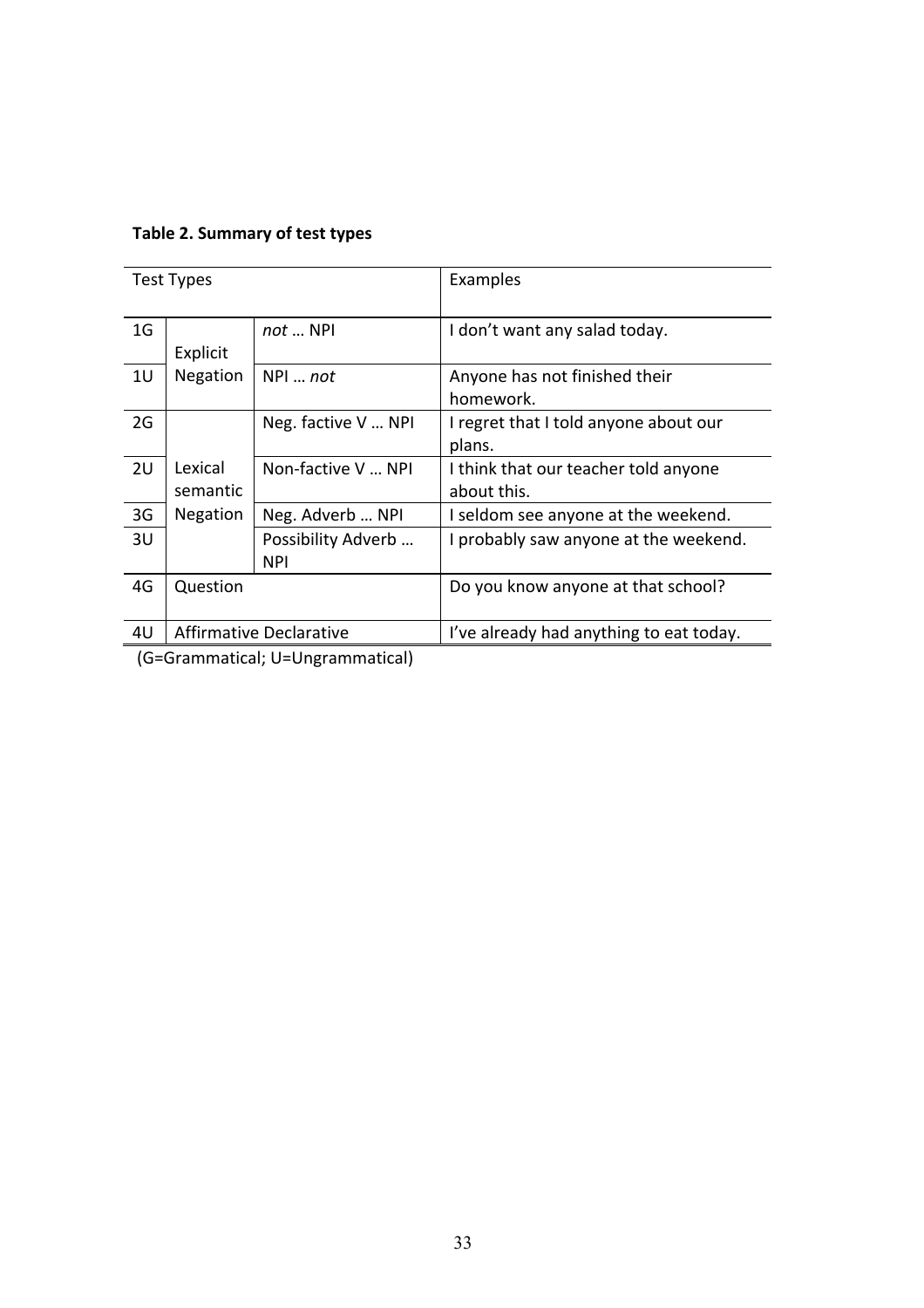**Table 2. Summary of test types**

| Test Types | | | Examples |
|---|---|---|---|
| 1G | Explicit Negation | *not* … NPI | I don't want any salad today. |
| 1U | | NPI … *not* | Anyone has not finished their homework. |
| 2G | Lexical semantic Negation | Neg. factive V … NPI | I regret that I told anyone about our plans. |
| 2U | | Non-factive V … NPI | I think that our teacher told anyone about this. |
| 3G | | Neg. Adverb … NPI | I seldom see anyone at the weekend. |
| 3U | | Possibility Adverb … NPI | I probably saw anyone at the weekend. |
| 4G | Question | | Do you know anyone at that school? |
| 4U | Affirmative Declarative | | I've already had anything to eat today. |

(G=Grammatical; U=Ungrammatical)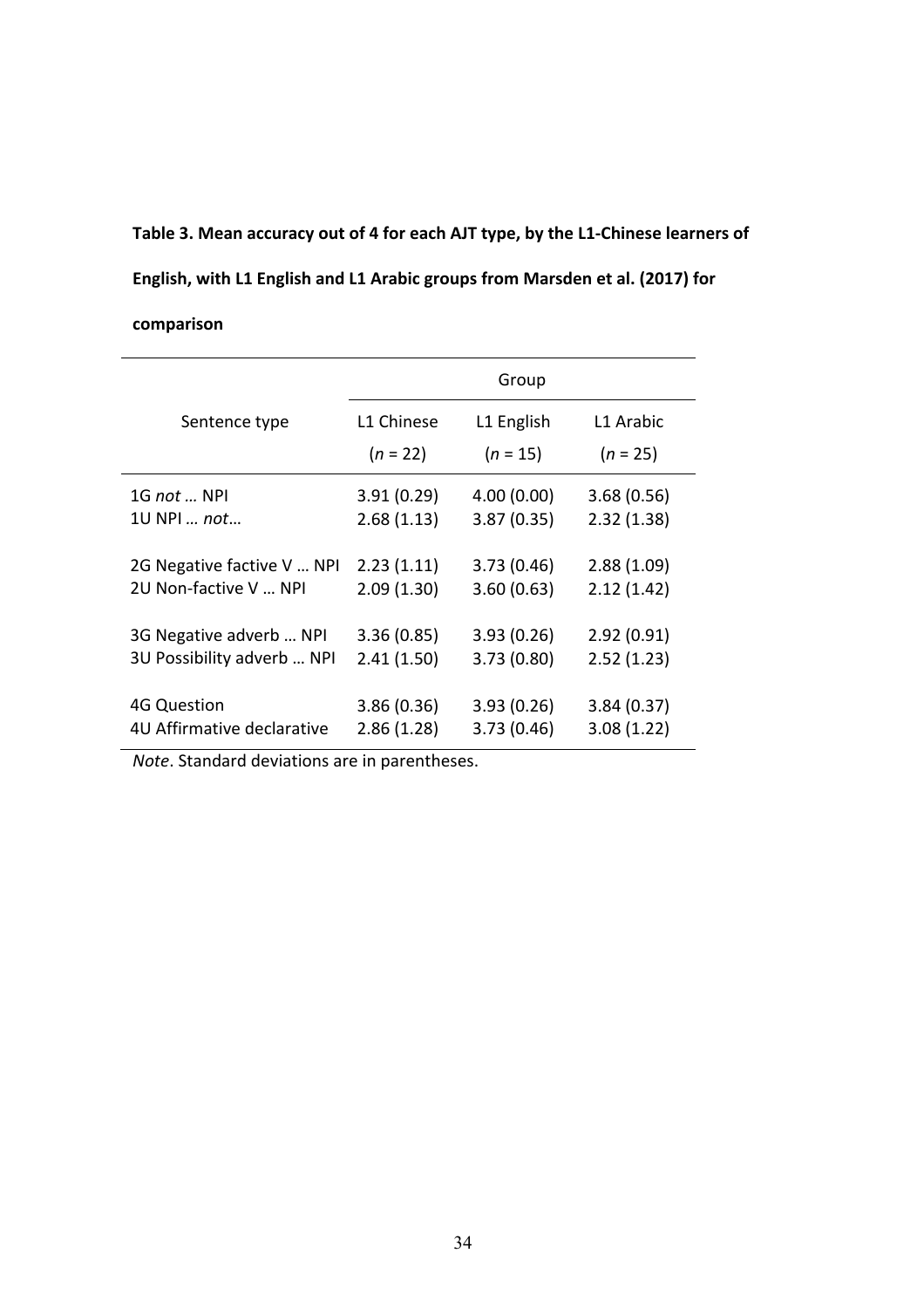**Table 3. Mean accuracy out of 4 for each AJT type, by the L1-Chinese learners of English, with L1 English and L1 Arabic groups from Marsden et al. (2017) for comparison**

| Sentence type | Group | | |
|---|---|---|---|
| | L1 Chinese (*n* = 22) | L1 English (*n* = 15) | L1 Arabic (*n* = 25) |
| 1G *not* … NPI | 3.91 (0.29) | 4.00 (0.00) | 3.68 (0.56) |
| 1U NPI … *not*… | 2.68 (1.13) | 3.87 (0.35) | 2.32 (1.38) |
| 2G Negative factive V … NPI | 2.23 (1.11) | 3.73 (0.46) | 2.88 (1.09) |
| 2U Non-factive V … NPI | 2.09 (1.30) | 3.60 (0.63) | 2.12 (1.42) |
| 3G Negative adverb … NPI | 3.36 (0.85) | 3.93 (0.26) | 2.92 (0.91) |
| 3U Possibility adverb … NPI | 2.41 (1.50) | 3.73 (0.80) | 2.52 (1.23) |
| 4G Question | 3.86 (0.36) | 3.93 (0.26) | 3.84 (0.37) |
| 4U Affirmative declarative | 2.86 (1.28) | 3.73 (0.46) | 3.08 (1.22) |

*Note*. Standard deviations are in parentheses.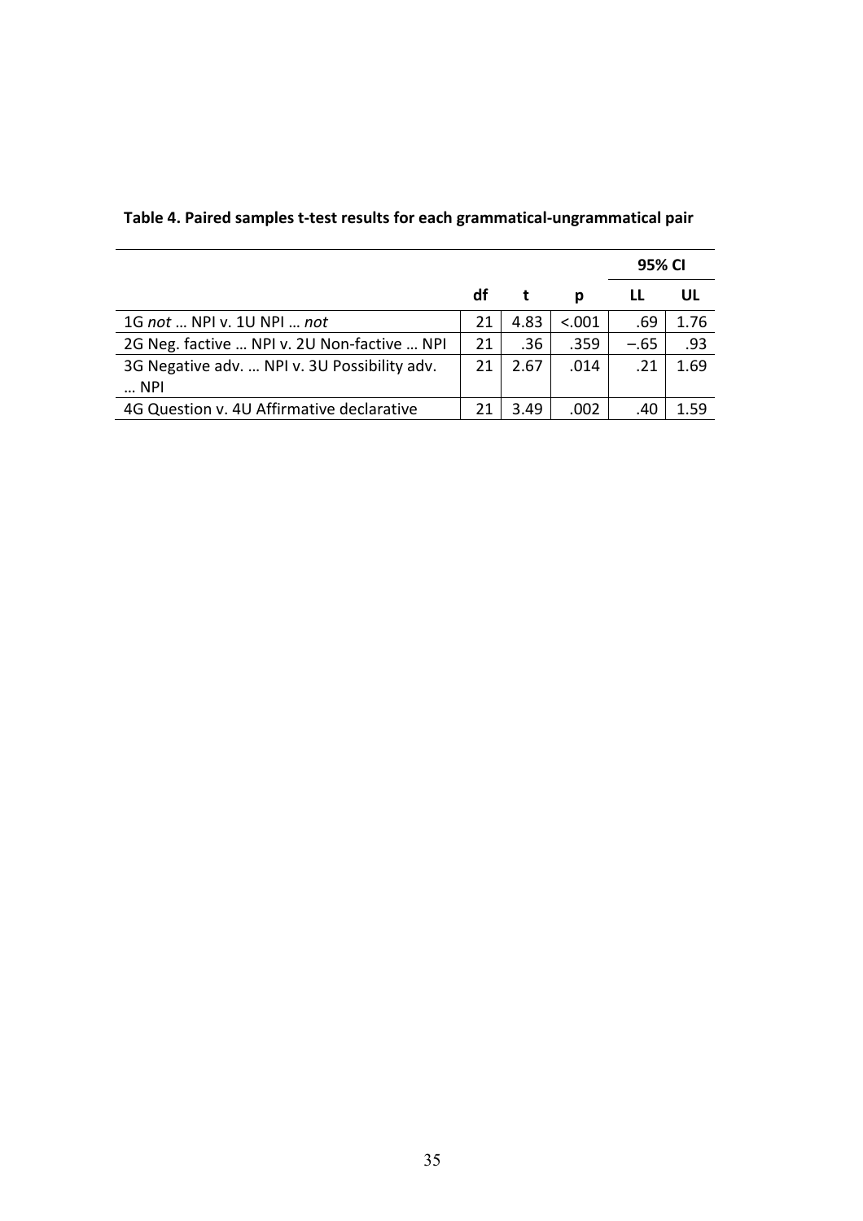**Table 4. Paired samples t-test results for each grammatical-ungrammatical pair**

| | | | | 95% CI | |
|---|---|---|---|---|---|
| | df | t | p | LL | UL |
| 1G *not* … NPI v. 1U NPI … *not* | 21 | 4.83 | <.001 | .69 | 1.76 |
| 2G Neg. factive … NPI v. 2U Non-factive … NPI | 21 | .36 | .359 | −.65 | .93 |
| 3G Negative adv. … NPI v. 3U Possibility adv. … NPI | 21 | 2.67 | .014 | .21 | 1.69 |
| 4G Question v. 4U Affirmative declarative | 21 | 3.49 | .002 | .40 | 1.59 |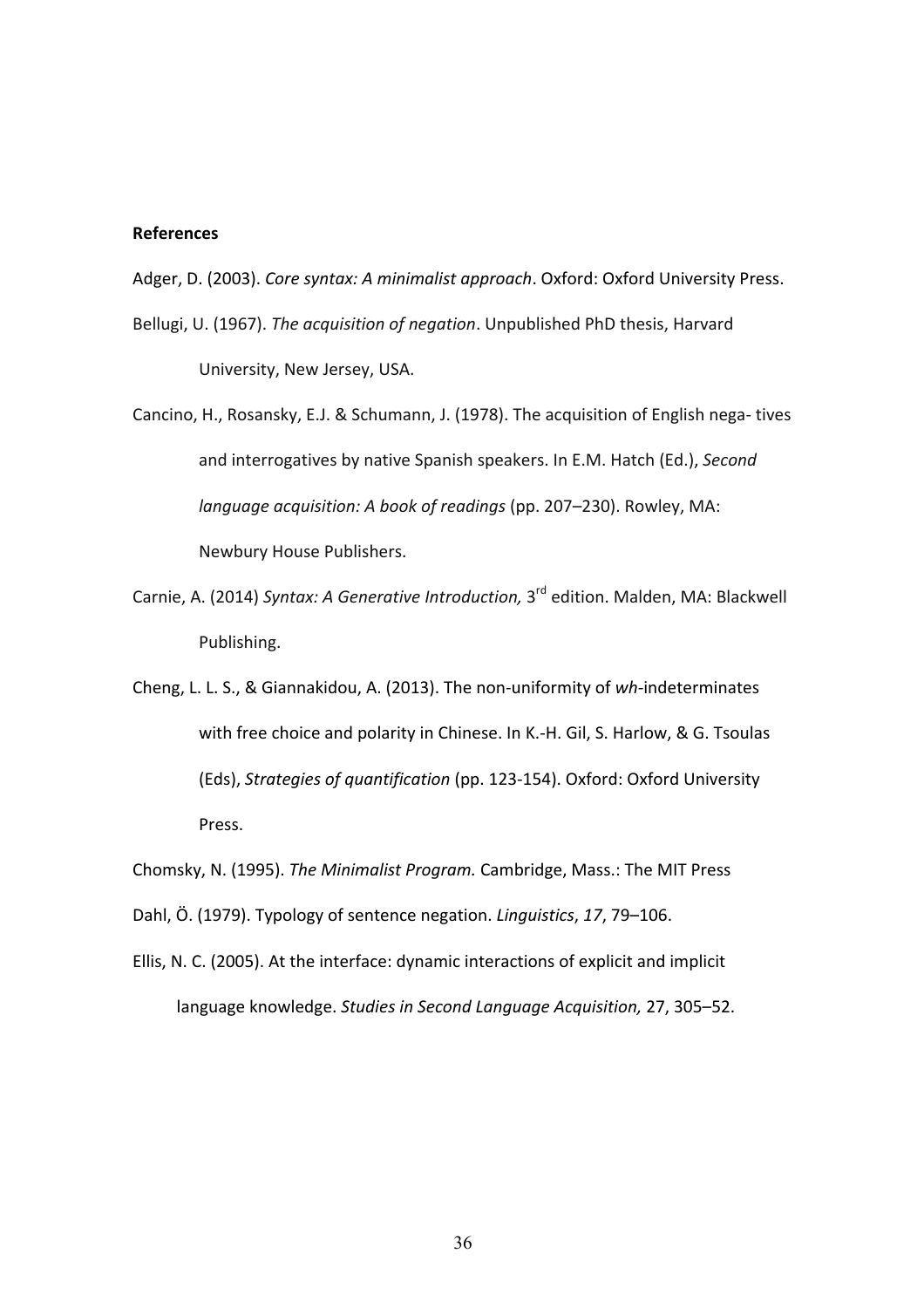**References**

Adger, D. (2003). *Core syntax: A minimalist approach*. Oxford: Oxford University Press.

Bellugi, U. (1967). *The acquisition of negation*. Unpublished PhD thesis, Harvard University, New Jersey, USA.

Cancino, H., Rosansky, E.J. & Schumann, J. (1978). The acquisition of English nega- tives and interrogatives by native Spanish speakers. In E.M. Hatch (Ed.), *Second language acquisition: A book of readings* (pp. 207–230). Rowley, MA: Newbury House Publishers.

Carnie, A. (2014) *Syntax: A Generative Introduction,* 3rd edition. Malden, MA: Blackwell Publishing.

Cheng, L. L. S., & Giannakidou, A. (2013). The non-uniformity of *wh*-indeterminates with free choice and polarity in Chinese. In K.-H. Gil, S. Harlow, & G. Tsoulas (Eds), *Strategies of quantification* (pp. 123-154). Oxford: Oxford University Press.

Chomsky, N. (1995). *The Minimalist Program.* Cambridge, Mass.: The MIT Press

Dahl, Ö. (1979). Typology of sentence negation. *Linguistics*, *17*, 79–106.

Ellis, N. C. (2005). At the interface: dynamic interactions of explicit and implicit language knowledge. *Studies in Second Language Acquisition,* 27, 305–52.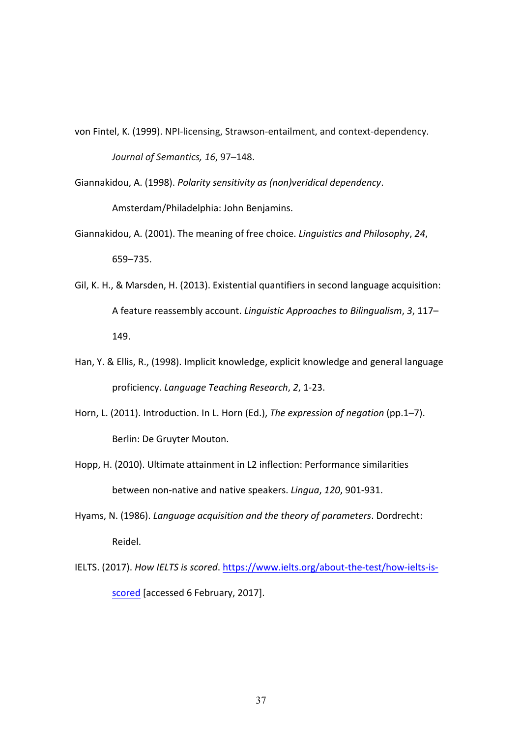von Fintel, K. (1999). NPI-licensing, Strawson-entailment, and context-dependency. *Journal of Semantics, 16*, 97–148.

Giannakidou, A. (1998). *Polarity sensitivity as (non)veridical dependency*. Amsterdam/Philadelphia: John Benjamins.

Giannakidou, A. (2001). The meaning of free choice. *Linguistics and Philosophy*, *24*, 659–735.

Gil, K. H., & Marsden, H. (2013). Existential quantifiers in second language acquisition: A feature reassembly account. *Linguistic Approaches to Bilingualism*, *3*, 117–149.

Han, Y. & Ellis, R., (1998). Implicit knowledge, explicit knowledge and general language proficiency. *Language Teaching Research*, *2*, 1-23.

Horn, L. (2011). Introduction. In L. Horn (Ed.), *The expression of negation* (pp.1–7). Berlin: De Gruyter Mouton.

Hopp, H. (2010). Ultimate attainment in L2 inflection: Performance similarities between non-native and native speakers. *Lingua*, *120*, 901-931.

Hyams, N. (1986). *Language acquisition and the theory of parameters*. Dordrecht: Reidel.

IELTS. (2017). *How IELTS is scored*. https://www.ielts.org/about-the-test/how-ielts-is-scored [accessed 6 February, 2017].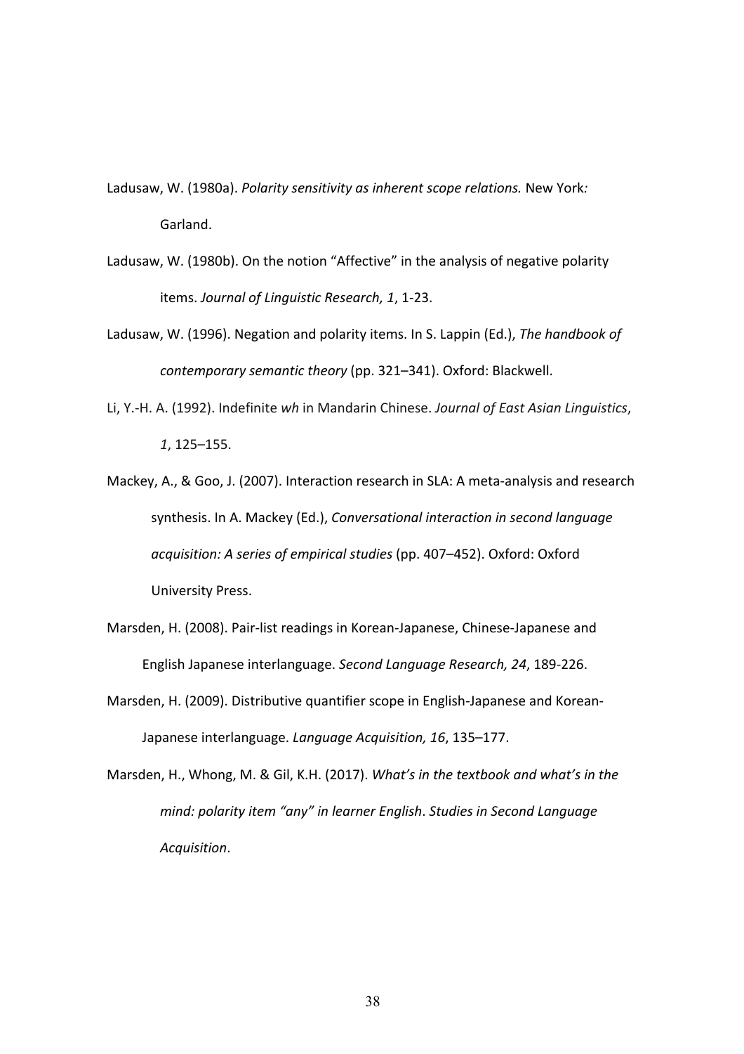Ladusaw, W. (1980a). *Polarity sensitivity as inherent scope relations.* New York*:* Garland.

Ladusaw, W. (1980b). On the notion "Affective" in the analysis of negative polarity items. *Journal of Linguistic Research, 1*, 1-23.

Ladusaw, W. (1996). Negation and polarity items. In S. Lappin (Ed.), *The handbook of contemporary semantic theory* (pp. 321–341). Oxford: Blackwell.

Li, Y.-H. A. (1992). Indefinite *wh* in Mandarin Chinese. *Journal of East Asian Linguistics*, *1*, 125–155.

Mackey, A., & Goo, J. (2007). Interaction research in SLA: A meta-analysis and research synthesis. In A. Mackey (Ed.), *Conversational interaction in second language acquisition: A series of empirical studies* (pp. 407–452). Oxford: Oxford University Press.

Marsden, H. (2008). Pair-list readings in Korean-Japanese, Chinese-Japanese and English Japanese interlanguage. *Second Language Research, 24*, 189-226.

Marsden, H. (2009). Distributive quantifier scope in English-Japanese and Korean-Japanese interlanguage. *Language Acquisition, 16*, 135–177.

Marsden, H., Whong, M. & Gil, K.H. (2017). *What's in the textbook and what's in the mind: polarity item "any" in learner English*. *Studies in Second Language Acquisition*.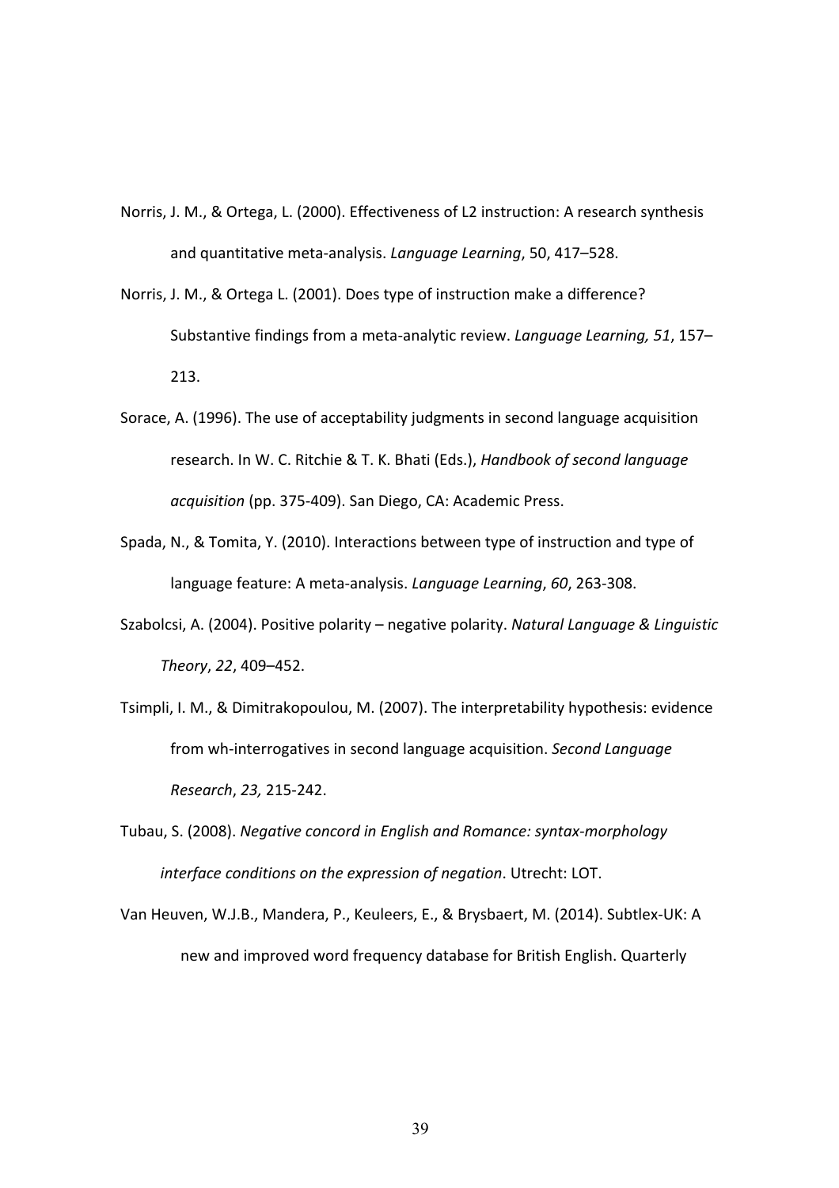Norris, J. M., & Ortega, L. (2000). Effectiveness of L2 instruction: A research synthesis and quantitative meta-analysis. *Language Learning*, 50, 417–528.

Norris, J. M., & Ortega L. (2001). Does type of instruction make a difference? Substantive findings from a meta-analytic review. *Language Learning, 51*, 157–213.

Sorace, A. (1996). The use of acceptability judgments in second language acquisition research. In W. C. Ritchie & T. K. Bhati (Eds.), *Handbook of second language acquisition* (pp. 375-409). San Diego, CA: Academic Press.

Spada, N., & Tomita, Y. (2010). Interactions between type of instruction and type of language feature: A meta-analysis. *Language Learning*, *60*, 263-308.

Szabolcsi, A. (2004). Positive polarity – negative polarity. *Natural Language & Linguistic Theory*, *22*, 409–452.

Tsimpli, I. M., & Dimitrakopoulou, M. (2007). The interpretability hypothesis: evidence from wh-interrogatives in second language acquisition. *Second Language Research*, *23,* 215-242.

Tubau, S. (2008). *Negative concord in English and Romance: syntax-morphology interface conditions on the expression of negation*. Utrecht: LOT.

Van Heuven, W.J.B., Mandera, P., Keuleers, E., & Brysbaert, M. (2014). Subtlex-UK: A new and improved word frequency database for British English. Quarterly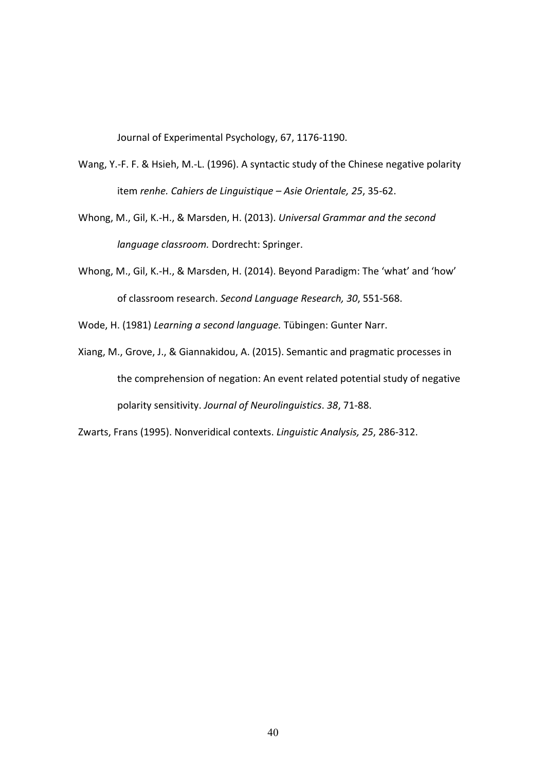Journal of Experimental Psychology, 67, 1176-1190.

Wang, Y.-F. F. & Hsieh, M.-L. (1996). A syntactic study of the Chinese negative polarity item *renhe. Cahiers de Linguistique – Asie Orientale, 25*, 35-62.

Whong, M., Gil, K.-H., & Marsden, H. (2013). *Universal Grammar and the second language classroom.* Dordrecht: Springer.

Whong, M., Gil, K.-H., & Marsden, H. (2014). Beyond Paradigm: The 'what' and 'how' of classroom research. *Second Language Research, 30*, 551-568.

Wode, H. (1981) *Learning a second language.* Tübingen: Gunter Narr.

Xiang, M., Grove, J., & Giannakidou, A. (2015). Semantic and pragmatic processes in the comprehension of negation: An event related potential study of negative polarity sensitivity. *Journal of Neurolinguistics*. *38*, 71-88.

Zwarts, Frans (1995). Nonveridical contexts. *Linguistic Analysis, 25*, 286-312.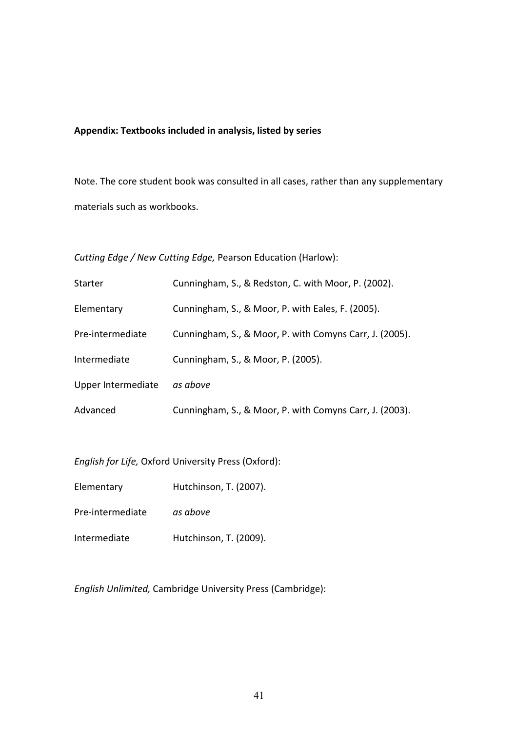**Appendix: Textbooks included in analysis, listed by series**

Note. The core student book was consulted in all cases, rather than any supplementary materials such as workbooks.

*Cutting Edge / New Cutting Edge,* Pearson Education (Harlow):

| | |
|---|---|
| Starter | Cunningham, S., & Redston, C. with Moor, P. (2002). |
| Elementary | Cunningham, S., & Moor, P. with Eales, F. (2005). |
| Pre-intermediate | Cunningham, S., & Moor, P. with Comyns Carr, J. (2005). |
| Intermediate | Cunningham, S., & Moor, P. (2005). |
| Upper Intermediate | *as above* |
| Advanced | Cunningham, S., & Moor, P. with Comyns Carr, J. (2003). |

*English for Life,* Oxford University Press (Oxford):

| | |
|---|---|
| Elementary | Hutchinson, T. (2007). |
| Pre-intermediate | *as above* |
| Intermediate | Hutchinson, T. (2009). |

*English Unlimited,* Cambridge University Press (Cambridge):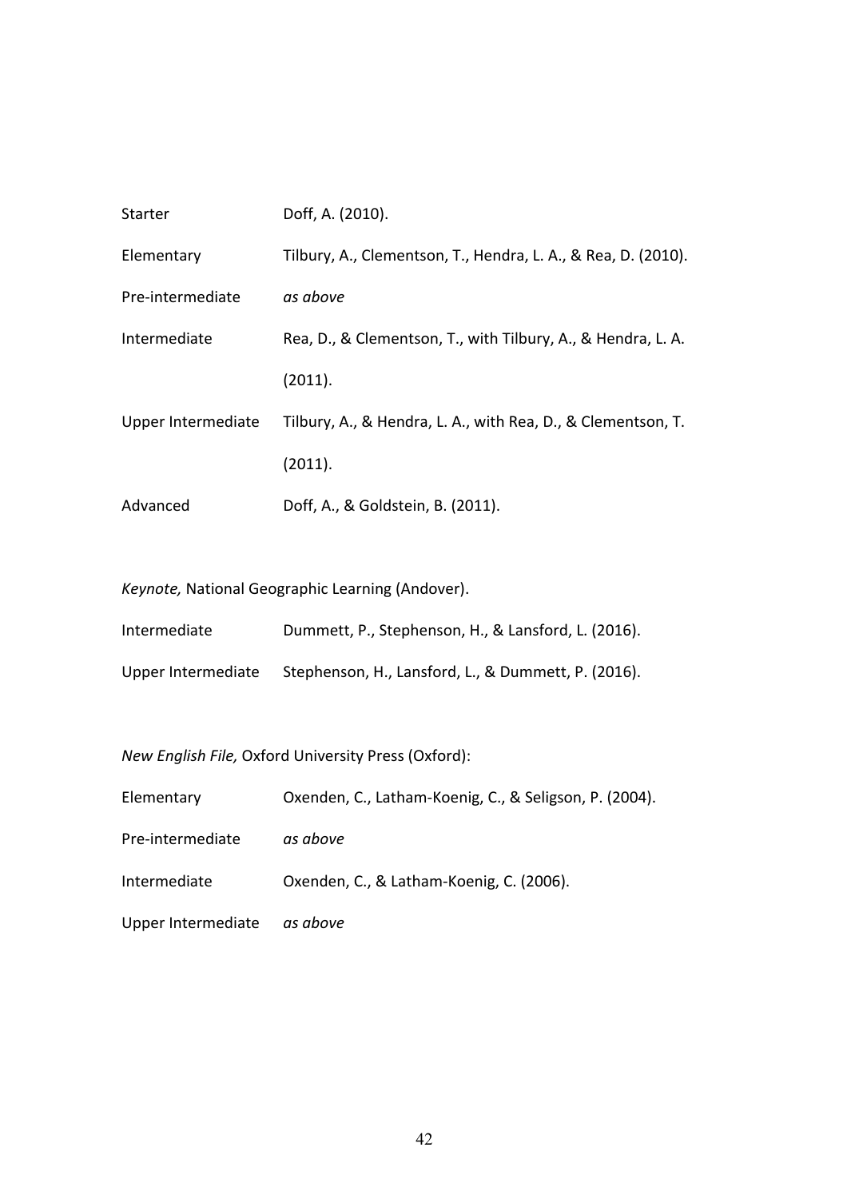| | |
|---|---|
| Starter | Doff, A. (2010). |
| Elementary | Tilbury, A., Clementson, T., Hendra, L. A., & Rea, D. (2010). |
| Pre-intermediate | *as above* |
| Intermediate | Rea, D., & Clementson, T., with Tilbury, A., & Hendra, L. A. (2011). |
| Upper Intermediate | Tilbury, A., & Hendra, L. A., with Rea, D., & Clementson, T. (2011). |
| Advanced | Doff, A., & Goldstein, B. (2011). |

*Keynote,* National Geographic Learning (Andover).

| | |
|---|---|
| Intermediate | Dummett, P., Stephenson, H., & Lansford, L. (2016). |
| Upper Intermediate | Stephenson, H., Lansford, L., & Dummett, P. (2016). |

*New English File,* Oxford University Press (Oxford):

| | |
|---|---|
| Elementary | Oxenden, C., Latham-Koenig, C., & Seligson, P. (2004). |
| Pre-intermediate | *as above* |
| Intermediate | Oxenden, C., & Latham-Koenig, C. (2006). |
| Upper Intermediate | *as above* |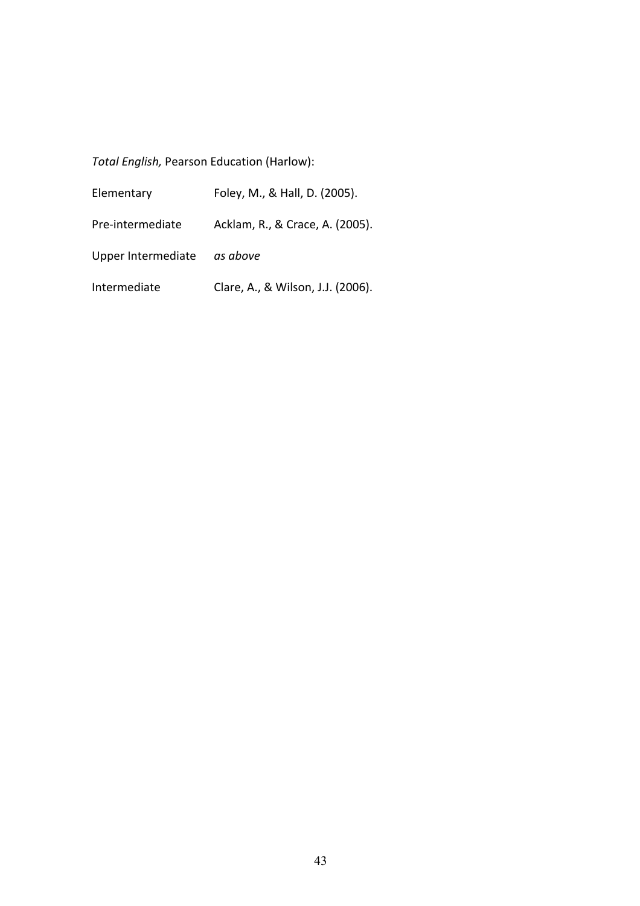*Total English,* Pearson Education (Harlow):

| | |
|---|---|
| Elementary | Foley, M., & Hall, D. (2005). |
| Pre-intermediate | Acklam, R., & Crace, A. (2005). |
| Upper Intermediate | *as above* |
| Intermediate | Clare, A., & Wilson, J.J. (2006). |